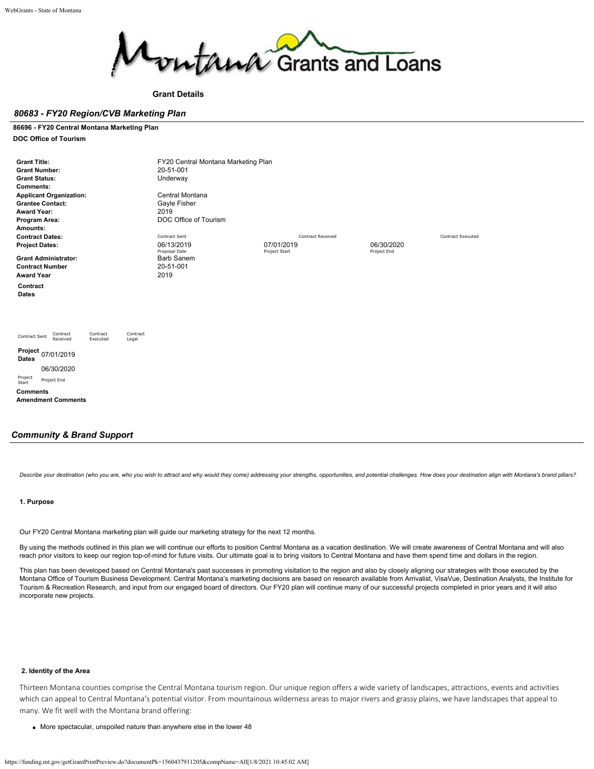**Grant Details**

## *80683 - FY20 Region/CVB Marketing Plan*

**86696 - FY20 Central Montana Marketing Plan**

**DOC Office of Tourism**

| | | | | |
|---|---|---|---|---|
| **Grant Title:** | FY20 Central Montana Marketing Plan | | | |
| **Grant Number:** | 20-51-001 | | | |
| **Grant Status:** | Underway | | | |
| **Comments:** | | | | |
| **Applicant Organization:** | Central Montana | | | |
| **Grantee Contact:** | Gayle Fisher | | | |
| **Award Year:** | 2019 | | | |
| **Program Area:** | DOC Office of Tourism | | | |
| **Amounts:** | | | | |
| **Contract Dates:** | Contract Sent | Contract Received | | Contract Executed |
| **Project Dates:** | 06/13/2019 (Proposal Date) | 07/01/2019 (Project Start) | 06/30/2020 (Project End) | |
| **Grant Administrator:** | Barb Sanem | | | |
| **Contract Number** | 20-51-001 | | | |
| **Award Year** | 2019 | | | |

**Contract Dates**

| Contract Sent | Contract Received | Contract Executed | Contract Legal |
|---|---|---|---|
| | | | |

**Project Dates**

| Project Start | Project End |
|---|---|
| 07/01/2019 | 06/30/2020 |

**Comments**

**Amendment Comments**

## *Community & Brand Support*

*Describe your destination (who you are, who you wish to attract and why would they come) addressing your strengths, opportunities, and potential challenges. How does your destination align with Montana's brand pillars?*

### 1. Purpose

Our FY20 Central Montana marketing plan will guide our marketing strategy for the next 12 months.

By using the methods outlined in this plan we will continue our efforts to position Central Montana as a vacation destination. We will create awareness of Central Montana and will also reach prior visitors to keep our region top-of-mind for future visits. Our ultimate goal is to bring visitors to Central Montana and have them spend time and dollars in the region.

This plan has been developed based on Central Montana's past successes in promoting visitation to the region and also by closely aligning our strategies with those executed by the Montana Office of Tourism Business Development. Central Montana's marketing decisions are based on research available from Arrivalist, VisaVue, Destination Analysts, the Institute for Tourism & Recreation Research, and input from our engaged board of directors. Our FY20 plan will continue many of our successful projects completed in prior years and it will also incorporate new projects.

### 2. Identity of the Area

Thirteen Montana counties comprise the Central Montana tourism region. Our unique region offers a wide variety of landscapes, attractions, events and activities which can appeal to Central Montana's potential visitor. From mountainous wilderness areas to major rivers and grassy plains, we have landscapes that appeal to many. We fit well with the Montana brand offering:

- More spectacular, unspoiled nature than anywhere else in the lower 48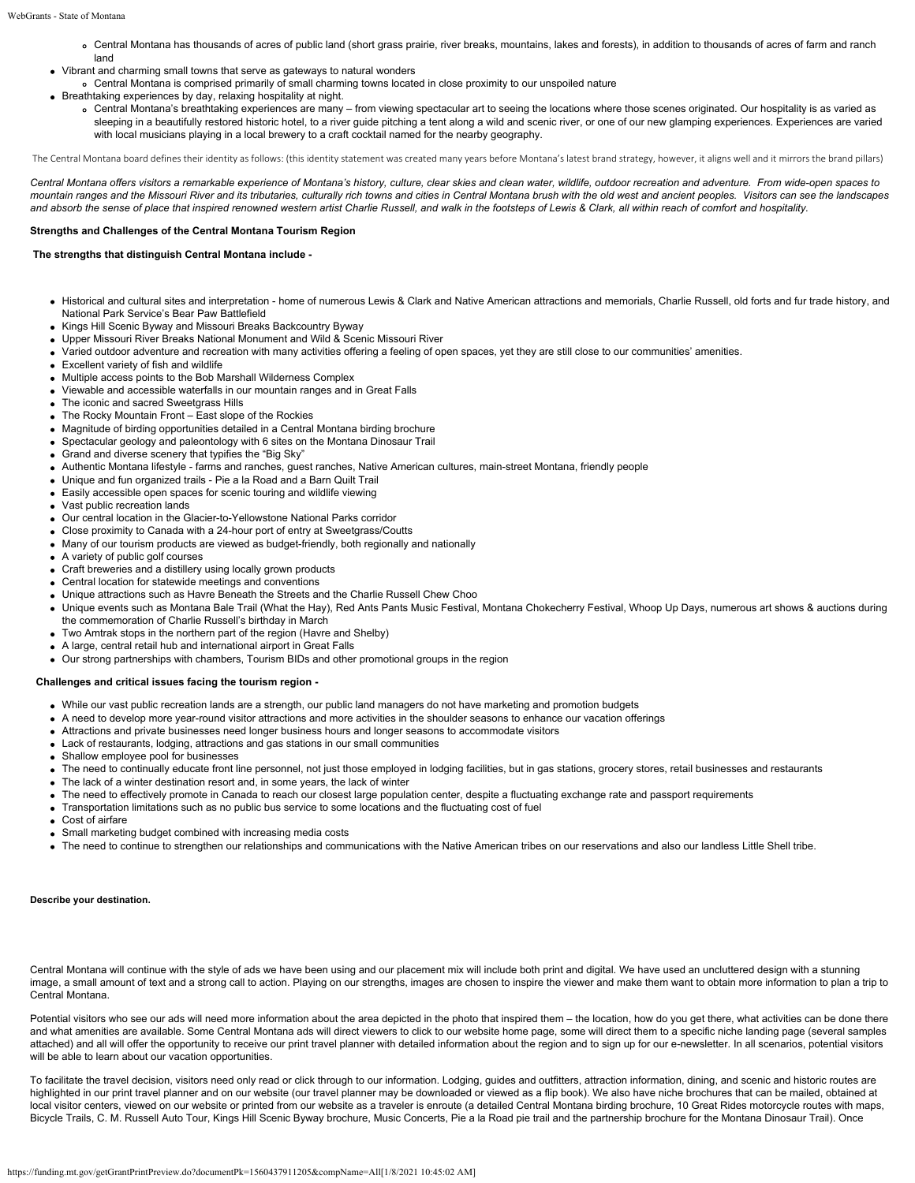- Central Montana has thousands of acres of public land (short grass prairie, river breaks, mountains, lakes and forests), in addition to thousands of acres of farm and ranch land
- Vibrant and charming small towns that serve as gateways to natural wonders
  - Central Montana is comprised primarily of small charming towns located in close proximity to our unspoiled nature
- Breathtaking experiences by day, relaxing hospitality at night.
  - Central Montana's breathtaking experiences are many – from viewing spectacular art to seeing the locations where those scenes originated. Our hospitality is as varied as sleeping in a beautifully restored historic hotel, to a river guide pitching a tent along a wild and scenic river, or one of our new glamping experiences. Experiences are varied with local musicians playing in a local brewery to a craft cocktail named for the nearby geography.

The Central Montana board defines their identity as follows: (this identity statement was created many years before Montana's latest brand strategy, however, it aligns well and it mirrors the brand pillars)

*Central Montana offers visitors a remarkable experience of Montana's history, culture, clear skies and clean water, wildlife, outdoor recreation and adventure. From wide-open spaces to mountain ranges and the Missouri River and its tributaries, culturally rich towns and cities in Central Montana brush with the old west and ancient peoples. Visitors can see the landscapes and absorb the sense of place that inspired renowned western artist Charlie Russell, and walk in the footsteps of Lewis & Clark, all within reach of comfort and hospitality.*

**Strengths and Challenges of the Central Montana Tourism Region**

**The strengths that distinguish Central Montana include -**

- Historical and cultural sites and interpretation - home of numerous Lewis & Clark and Native American attractions and memorials, Charlie Russell, old forts and fur trade history, and National Park Service's Bear Paw Battlefield
- Kings Hill Scenic Byway and Missouri Breaks Backcountry Byway
- Upper Missouri River Breaks National Monument and Wild & Scenic Missouri River
- Varied outdoor adventure and recreation with many activities offering a feeling of open spaces, yet they are still close to our communities' amenities.
- Excellent variety of fish and wildlife
- Multiple access points to the Bob Marshall Wilderness Complex
- Viewable and accessible waterfalls in our mountain ranges and in Great Falls
- The iconic and sacred Sweetgrass Hills
- The Rocky Mountain Front – East slope of the Rockies
- Magnitude of birding opportunities detailed in a Central Montana birding brochure
- Spectacular geology and paleontology with 6 sites on the Montana Dinosaur Trail
- Grand and diverse scenery that typifies the "Big Sky"
- Authentic Montana lifestyle - farms and ranches, guest ranches, Native American cultures, main-street Montana, friendly people
- Unique and fun organized trails - Pie a la Road and a Barn Quilt Trail
- Easily accessible open spaces for scenic touring and wildlife viewing
- Vast public recreation lands
- Our central location in the Glacier-to-Yellowstone National Parks corridor
- Close proximity to Canada with a 24-hour port of entry at Sweetgrass/Coutts
- Many of our tourism products are viewed as budget-friendly, both regionally and nationally
- A variety of public golf courses
- Craft breweries and a distillery using locally grown products
- Central location for statewide meetings and conventions
- Unique attractions such as Havre Beneath the Streets and the Charlie Russell Chew Choo
- Unique events such as Montana Bale Trail (What the Hay), Red Ants Pants Music Festival, Montana Chokecherry Festival, Whoop Up Days, numerous art shows & auctions during the commemoration of Charlie Russell's birthday in March
- Two Amtrak stops in the northern part of the region (Havre and Shelby)
- A large, central retail hub and international airport in Great Falls
- Our strong partnerships with chambers, Tourism BIDs and other promotional groups in the region

**Challenges and critical issues facing the tourism region -**

- While our vast public recreation lands are a strength, our public land managers do not have marketing and promotion budgets
- A need to develop more year-round visitor attractions and more activities in the shoulder seasons to enhance our vacation offerings
- Attractions and private businesses need longer business hours and longer seasons to accommodate visitors
- Lack of restaurants, lodging, attractions and gas stations in our small communities
- Shallow employee pool for businesses
- The need to continually educate front line personnel, not just those employed in lodging facilities, but in gas stations, grocery stores, retail businesses and restaurants
- The lack of a winter destination resort and, in some years, the lack of winter
- The need to effectively promote in Canada to reach our closest large population center, despite a fluctuating exchange rate and passport requirements
- Transportation limitations such as no public bus service to some locations and the fluctuating cost of fuel
- Cost of airfare
- Small marketing budget combined with increasing media costs
- The need to continue to strengthen our relationships and communications with the Native American tribes on our reservations and also our landless Little Shell tribe.

**Describe your destination.**

Central Montana will continue with the style of ads we have been using and our placement mix will include both print and digital. We have used an uncluttered design with a stunning image, a small amount of text and a strong call to action. Playing on our strengths, images are chosen to inspire the viewer and make them want to obtain more information to plan a trip to Central Montana.

Potential visitors who see our ads will need more information about the area depicted in the photo that inspired them – the location, how do you get there, what activities can be done there and what amenities are available. Some Central Montana ads will direct viewers to click to our website home page, some will direct them to a specific niche landing page (several samples attached) and all will offer the opportunity to receive our print travel planner with detailed information about the region and to sign up for our e-newsletter. In all scenarios, potential visitors will be able to learn about our vacation opportunities.

To facilitate the travel decision, visitors need only read or click through to our information. Lodging, guides and outfitters, attraction information, dining, and scenic and historic routes are highlighted in our print travel planner and on our website (our travel planner may be downloaded or viewed as a flip book). We also have niche brochures that can be mailed, obtained at local visitor centers, viewed on our website or printed from our website as a traveler is enroute (a detailed Central Montana birding brochure, 10 Great Rides motorcycle routes with maps, Bicycle Trails, C. M. Russell Auto Tour, Kings Hill Scenic Byway brochure, Music Concerts, Pie a la Road pie trail and the partnership brochure for the Montana Dinosaur Trail). Once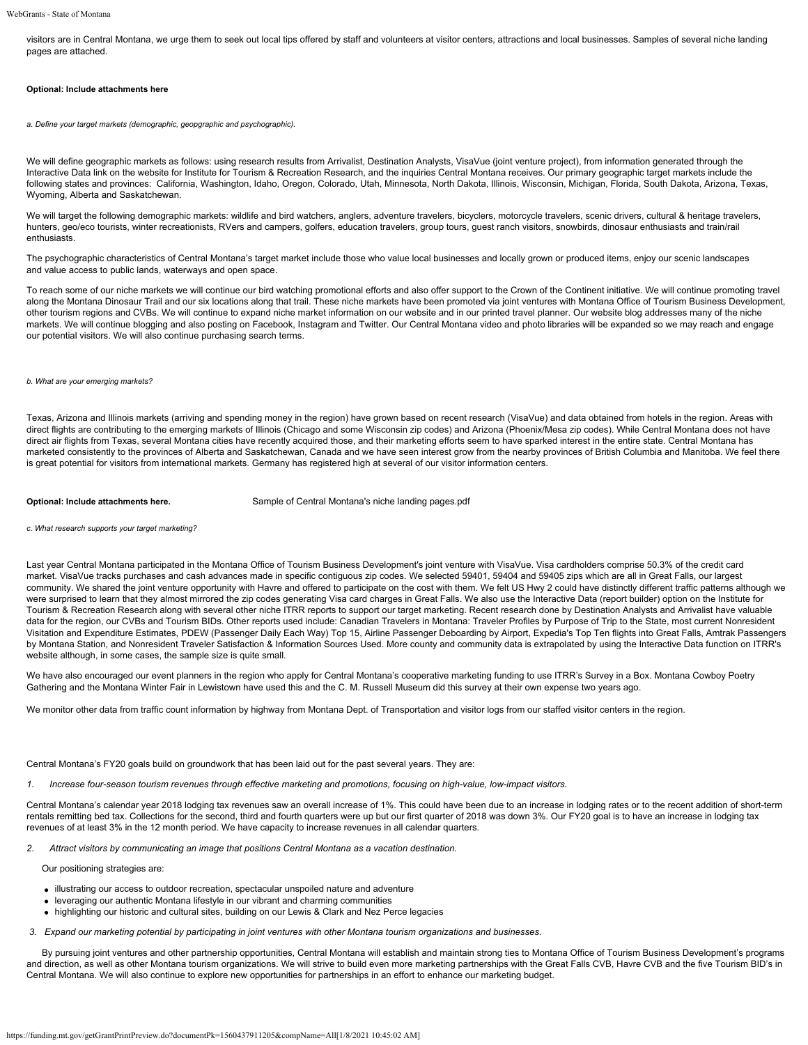visitors are in Central Montana, we urge them to seek out local tips offered by staff and volunteers at visitor centers, attractions and local businesses. Samples of several niche landing pages are attached.

**Optional: Include attachments here**

*a. Define your target markets (demographic, geopgraphic and psychographic).*

We will define geographic markets as follows: using research results from Arrivalist, Destination Analysts, VisaVue (joint venture project), from information generated through the Interactive Data link on the website for Institute for Tourism & Recreation Research, and the inquiries Central Montana receives. Our primary geographic target markets include the following states and provinces: California, Washington, Idaho, Oregon, Colorado, Utah, Minnesota, North Dakota, Illinois, Wisconsin, Michigan, Florida, South Dakota, Arizona, Texas, Wyoming, Alberta and Saskatchewan.

We will target the following demographic markets: wildlife and bird watchers, anglers, adventure travelers, bicyclers, motorcycle travelers, scenic drivers, cultural & heritage travelers, hunters, geo/eco tourists, winter recreationists, RVers and campers, golfers, education travelers, group tours, guest ranch visitors, snowbirds, dinosaur enthusiasts and train/rail enthusiasts.

The psychographic characteristics of Central Montana's target market include those who value local businesses and locally grown or produced items, enjoy our scenic landscapes and value access to public lands, waterways and open space.

To reach some of our niche markets we will continue our bird watching promotional efforts and also offer support to the Crown of the Continent initiative. We will continue promoting travel along the Montana Dinosaur Trail and our six locations along that trail. These niche markets have been promoted via joint ventures with Montana Office of Tourism Business Development, other tourism regions and CVBs. We will continue to expand niche market information on our website and in our printed travel planner. Our website blog addresses many of the niche markets. We will continue blogging and also posting on Facebook, Instagram and Twitter. Our Central Montana video and photo libraries will be expanded so we may reach and engage our potential visitors. We will also continue purchasing search terms.

*b. What are your emerging markets?*

Texas, Arizona and Illinois markets (arriving and spending money in the region) have grown based on recent research (VisaVue) and data obtained from hotels in the region. Areas with direct flights are contributing to the emerging markets of Illinois (Chicago and some Wisconsin zip codes) and Arizona (Phoenix/Mesa zip codes). While Central Montana does not have direct air flights from Texas, several Montana cities have recently acquired those, and their marketing efforts seem to have sparked interest in the entire state. Central Montana has marketed consistently to the provinces of Alberta and Saskatchewan, Canada and we have seen interest grow from the nearby provinces of British Columbia and Manitoba. We feel there is great potential for visitors from international markets. Germany has registered high at several of our visitor information centers.

**Optional: Include attachments here.** Sample of Central Montana's niche landing pages.pdf

*c. What research supports your target marketing?*

Last year Central Montana participated in the Montana Office of Tourism Business Development's joint venture with VisaVue. Visa cardholders comprise 50.3% of the credit card market. VisaVue tracks purchases and cash advances made in specific contiguous zip codes. We selected 59401, 59404 and 59405 zips which are all in Great Falls, our largest community. We shared the joint venture opportunity with Havre and offered to participate on the cost with them. We felt US Hwy 2 could have distinctly different traffic patterns although we were surprised to learn that they almost mirrored the zip codes generating Visa card charges in Great Falls. We also use the Interactive Data (report builder) option on the Institute for Tourism & Recreation Research along with several other niche ITRR reports to support our target marketing. Recent research done by Destination Analysts and Arrivalist have valuable data for the region, our CVBs and Tourism BIDs. Other reports used include: Canadian Travelers in Montana: Traveler Profiles by Purpose of Trip to the State, most current Nonresident Visitation and Expenditure Estimates, PDEW (Passenger Daily Each Way) Top 15, Airline Passenger Deboarding by Airport, Expedia's Top Ten flights into Great Falls, Amtrak Passengers by Montana Station, and Nonresident Traveler Satisfaction & Information Sources Used. More county and community data is extrapolated by using the Interactive Data function on ITRR's website although, in some cases, the sample size is quite small.

We have also encouraged our event planners in the region who apply for Central Montana's cooperative marketing funding to use ITRR's Survey in a Box. Montana Cowboy Poetry Gathering and the Montana Winter Fair in Lewistown have used this and the C. M. Russell Museum did this survey at their own expense two years ago.

We monitor other data from traffic count information by highway from Montana Dept. of Transportation and visitor logs from our staffed visitor centers in the region.

Central Montana's FY20 goals build on groundwork that has been laid out for the past several years. They are:

1. *Increase four-season tourism revenues through effective marketing and promotions, focusing on high-value, low-impact visitors.*

Central Montana's calendar year 2018 lodging tax revenues saw an overall increase of 1%. This could have been due to an increase in lodging rates or to the recent addition of short-term rentals remitting bed tax. Collections for the second, third and fourth quarters were up but our first quarter of 2018 was down 3%. Our FY20 goal is to have an increase in lodging tax revenues of at least 3% in the 12 month period. We have capacity to increase revenues in all calendar quarters.

2. *Attract visitors by communicating an image that positions Central Montana as a vacation destination.*

Our positioning strategies are:

- illustrating our access to outdoor recreation, spectacular unspoiled nature and adventure
- leveraging our authentic Montana lifestyle in our vibrant and charming communities
- highlighting our historic and cultural sites, building on our Lewis & Clark and Nez Perce legacies

3. *Expand our marketing potential by participating in joint ventures with other Montana tourism organizations and businesses.*

By pursuing joint ventures and other partnership opportunities, Central Montana will establish and maintain strong ties to Montana Office of Tourism Business Development's programs and direction, as well as other Montana tourism organizations. We will strive to build even more marketing partnerships with the Great Falls CVB, Havre CVB and the five Tourism BID's in Central Montana. We will also continue to explore new opportunities for partnerships in an effort to enhance our marketing budget.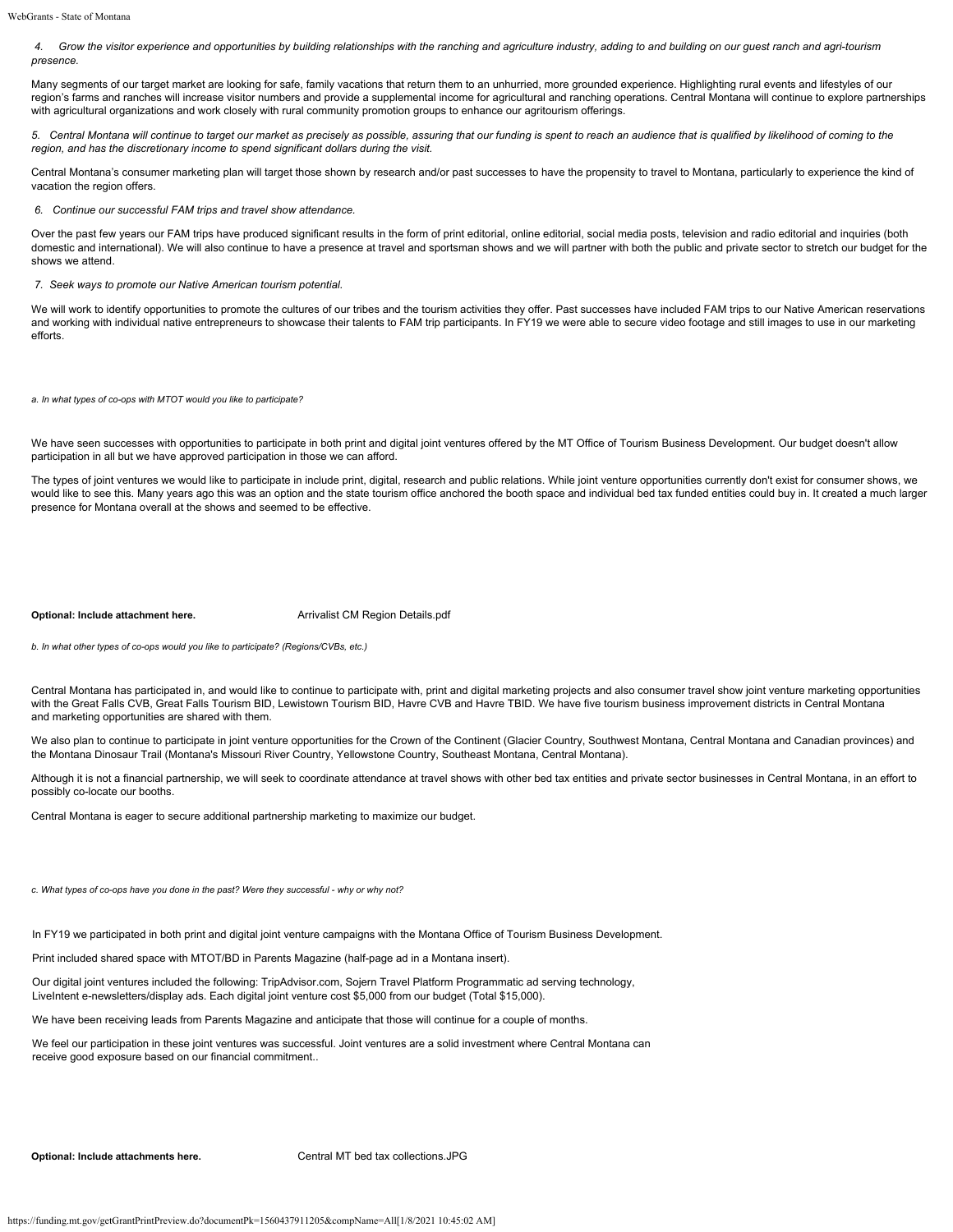*4. Grow the visitor experience and opportunities by building relationships with the ranching and agriculture industry, adding to and building on our guest ranch and agri-tourism presence.*

Many segments of our target market are looking for safe, family vacations that return them to an unhurried, more grounded experience. Highlighting rural events and lifestyles of our region's farms and ranches will increase visitor numbers and provide a supplemental income for agricultural and ranching operations. Central Montana will continue to explore partnerships with agricultural organizations and work closely with rural community promotion groups to enhance our agritourism offerings.

*5. Central Montana will continue to target our market as precisely as possible, assuring that our funding is spent to reach an audience that is qualified by likelihood of coming to the region, and has the discretionary income to spend significant dollars during the visit.*

Central Montana's consumer marketing plan will target those shown by research and/or past successes to have the propensity to travel to Montana, particularly to experience the kind of vacation the region offers.

*6. Continue our successful FAM trips and travel show attendance.*

Over the past few years our FAM trips have produced significant results in the form of print editorial, online editorial, social media posts, television and radio editorial and inquiries (both domestic and international). We will also continue to have a presence at travel and sportsman shows and we will partner with both the public and private sector to stretch our budget for the shows we attend.

*7. Seek ways to promote our Native American tourism potential.*

We will work to identify opportunities to promote the cultures of our tribes and the tourism activities they offer. Past successes have included FAM trips to our Native American reservations and working with individual native entrepreneurs to showcase their talents to FAM trip participants. In FY19 we were able to secure video footage and still images to use in our marketing efforts.

*a. In what types of co-ops with MTOT would you like to participate?*

We have seen successes with opportunities to participate in both print and digital joint ventures offered by the MT Office of Tourism Business Development. Our budget doesn't allow participation in all but we have approved participation in those we can afford.

The types of joint ventures we would like to participate in include print, digital, research and public relations. While joint venture opportunities currently don't exist for consumer shows, we would like to see this. Many years ago this was an option and the state tourism office anchored the booth space and individual bed tax funded entities could buy in. It created a much larger presence for Montana overall at the shows and seemed to be effective.

**Optional: Include attachment here.** Arrivalist CM Region Details.pdf

*b. In what other types of co-ops would you like to participate? (Regions/CVBs, etc.)*

Central Montana has participated in, and would like to continue to participate with, print and digital marketing projects and also consumer travel show joint venture marketing opportunities with the Great Falls CVB, Great Falls Tourism BID, Lewistown Tourism BID, Havre CVB and Havre TBID. We have five tourism business improvement districts in Central Montana and marketing opportunities are shared with them.

We also plan to continue to participate in joint venture opportunities for the Crown of the Continent (Glacier Country, Southwest Montana, Central Montana and Canadian provinces) and the Montana Dinosaur Trail (Montana's Missouri River Country, Yellowstone Country, Southeast Montana, Central Montana).

Although it is not a financial partnership, we will seek to coordinate attendance at travel shows with other bed tax entities and private sector businesses in Central Montana, in an effort to possibly co-locate our booths.

Central Montana is eager to secure additional partnership marketing to maximize our budget.

*c. What types of co-ops have you done in the past? Were they successful - why or why not?*

In FY19 we participated in both print and digital joint venture campaigns with the Montana Office of Tourism Business Development.

Print included shared space with MTOT/BD in Parents Magazine (half-page ad in a Montana insert).

Our digital joint ventures included the following: TripAdvisor.com, Sojern Travel Platform Programmatic ad serving technology, LiveIntent e-newsletters/display ads. Each digital joint venture cost $5,000 from our budget (Total $15,000).

We have been receiving leads from Parents Magazine and anticipate that those will continue for a couple of months.

We feel our participation in these joint ventures was successful. Joint ventures are a solid investment where Central Montana can receive good exposure based on our financial commitment..

**Optional: Include attachments here.** Central MT bed tax collections.JPG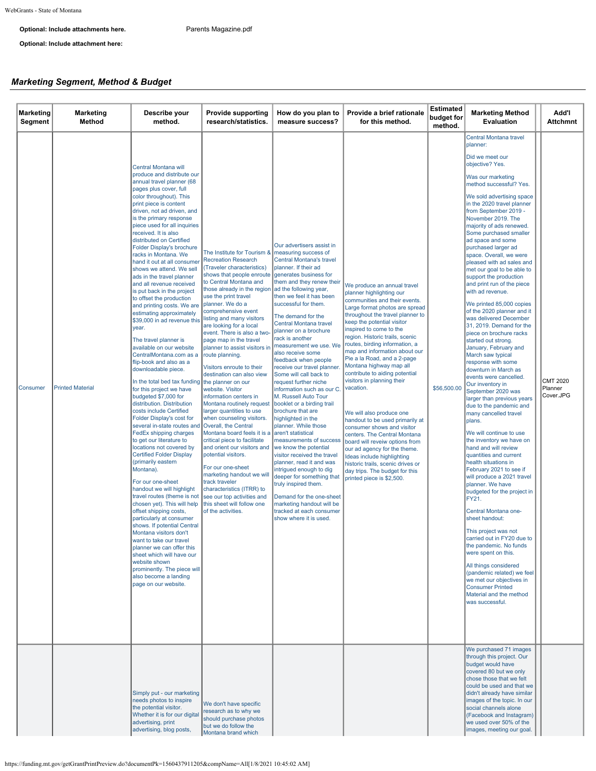**Optional: Include attachments here.** Parents Magazine.pdf

**Optional: Include attachment here:**

## *Marketing Segment, Method & Budget*

| Marketing Segment | Marketing Method | Describe your method. | Provide supporting research/statistics. | How do you plan to measure success? | Provide a brief rationale for this method. | Estimated budget for method. | Marketing Method Evaluation | Add'l Attchmnt |
|---|---|---|---|---|---|---|---|---|
| Consumer | Printed Material | Central Montana will produce and distribute our annual travel planner (68 pages plus cover, full color throughout). This print piece is content driven, not ad driven, and is the primary response piece used for all inquiries received. It is also distributed on Certified Folder Display's brochure racks in Montana. We hand it out at all consumer shows we attend. We sell ads in the travel planner and all revenue received is put back in the project to offset the production and printing costs. We are estimating approximately $39,000 in ad revenue this year.<br><br>The travel planner is available on our website CentralMontana.com as a flip-book and also as a downloadable piece.<br><br>In the total bed tax funding for this project we have budgeted $7,000 for distribution. Distribution costs include Certified Folder Display's cost for several in-state routes and FedEx shipping charges to get our literature to locations not covered by Certified Folder Display (primarily eastern Montana).<br><br>For our one-sheet handout we will highlight travel routes (theme is not chosen yet). This will help offset shipping costs, particularly at consumer shows. If potential Central Montana visitors don't want to take our travel planner we can offer this sheet which will have our website shown prominently. The piece will also become a landing page on our website. | The Institute for Tourism & Recreation Research (Traveler characteristics) shows that people enroute to Central Montana and those already in the region use the print travel planner. We do a comprehensive event listing and many visitors are looking for a local event. There is also a two-page map in the travel planner to assist visitors in route planning.<br><br>Visitors enroute to their destination can also view the planner on our website. Visitor information centers in Montana routinely request larger quantities to use when counseling visitors. Overall, the Central Montana board feels it is a critical piece to facilitate and orient our visitors and potential visitors.<br><br>For our one-sheet marketing handout we will track traveler characteristics (ITRR) to see our top activities and this sheet will follow one of the activities. | Our advertisers assist in measuring success of Central Montana's travel planner. If their ad generates business for them and they renew their ad the following year, then we feel it has been successful for them.<br><br>The demand for the Central Montana travel planner on a brochure rack is another measurement we use. We also receive some feedback when people receive our travel planner. Some will call back to request further niche information such as our C. M. Russell Auto Tour booklet or a birding trail brochure that are highlighted in the planner. While those aren't statistical measurements of success we know the potential visitor received the travel planner, read it and was intrigued enough to dig deeper for something that truly inspired them.<br><br>Demand for the one-sheet marketing handout will be tracked at each consumer show where it is used. | We produce an annual travel planner highlighting our communities and their events. Large format photos are spread throughout the travel planner to keep the potential visitor inspired to come to the region. Historic trails, scenic routes, birding information, a map and information about our Pie a la Road, and a 2-page Montana highway map all contribute to aiding potential visitors in planning their vacation.<br><br>We will also produce one handout to be used primarily at consumer shows and visitor centers. The Central Montana board will reveiw options from our ad agency for the theme. Ideas include highlighting historic trails, scenic drives or day trips. The budget for this printed piece is $2,500. | $56,500.00 | Central Montana travel planner:<br><br>Did we meet our objective? Yes.<br><br>Was our marketing method successful? Yes.<br><br>We sold advertising space in the 2020 travel planner from September 2019 - November 2019. The majority of ads renewed. Some purchased smaller ad space and some purchased larger ad space. Overall, we were pleased with ad sales and met our goal to be able to support the production and print run of the piece with ad revenue.<br><br>We printed 85,000 copies of the 2020 planner and it was delivered December 31, 2019. Demand for the piece on brochure racks started out strong. January, February and March saw typical response with some downturn in March as events were cancelled. Our inventory in September 2020 was larger than previous years due to the pandemic and many cancelled travel plans.<br><br>We will continue to use the inventory we have on hand and will review quantities and current health situations in February 2021 to see if will produce a 2021 travel planner. We have budgeted for the project in FY21.<br><br>Central Montana one-sheet handout:<br><br>This project was not carried out in FY20 due to the pandemic. No funds were spent on this.<br><br>All things considered (pandemic related) we feel we met our objectives in Consumer Printed Material and the method was successful. | CMT 2020 Planner Cover.JPG |
| | | Simply put - our marketing needs photos to inspire the potential visitor. Whether it is for our digital advertising, print advertising, blog posts, | We don't have specific research as to why we should purchase photos but we do follow the Montana brand which | | | | We purchased 71 images through this project. Our budget would have covered 80 but we only chose those that we felt could be used and that we didn't already have similar images of the topic. In our social channels alone (Facebook and Instagram) we used over 50% of the images, meeting our goal. | |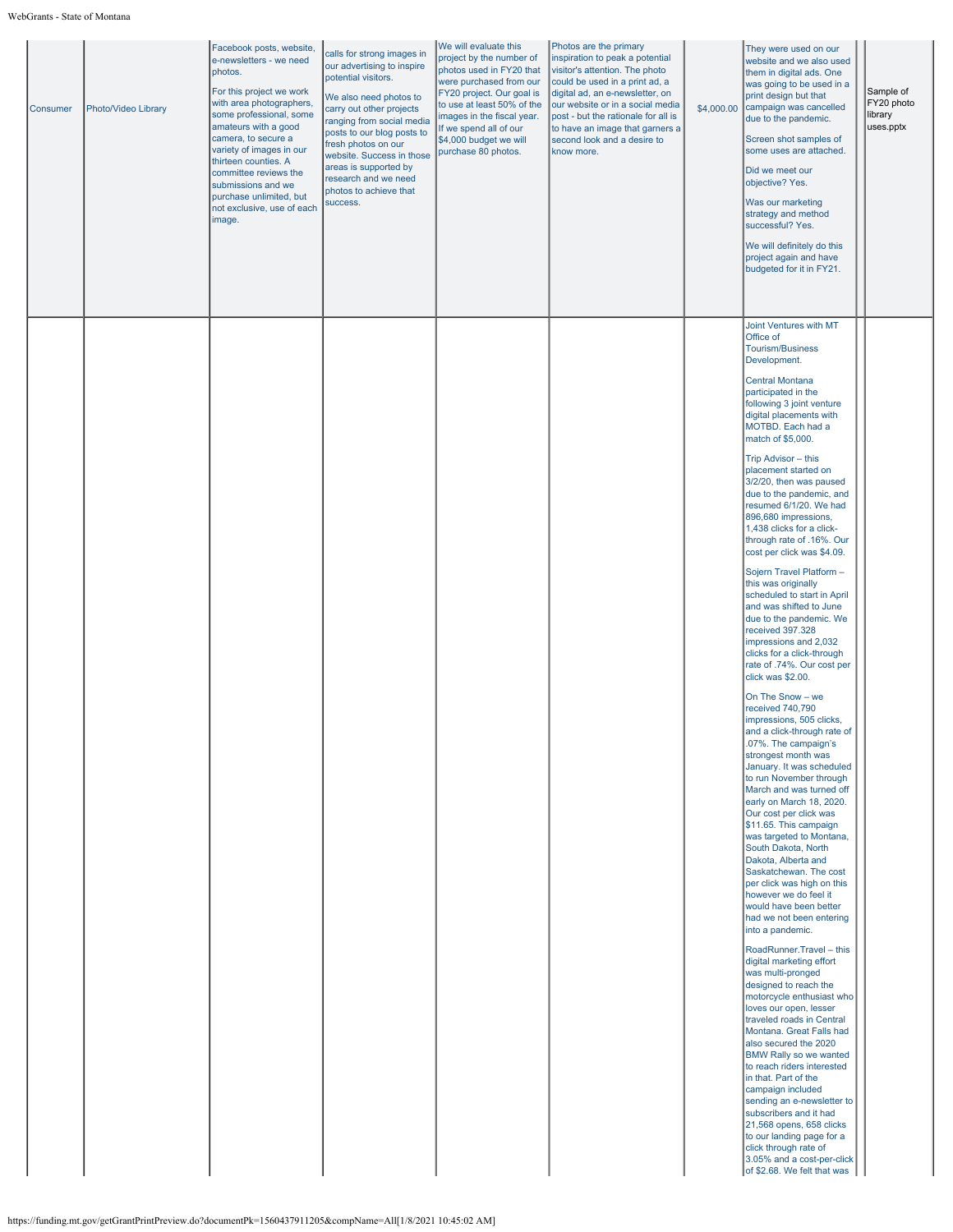| | | | | | | | | |
|---|---|---|---|---|---|---|---|---|
| Consumer | Photo/Video Library | Facebook posts, website, e-newsletters - we need photos.<br><br>For this project we work with area photographers, some professional, some amateurs with a good camera, to secure a variety of images in our thirteen counties. A committee reviews the submissions and we purchase unlimited, but not exclusive, use of each image. | calls for strong images in our advertising to inspire potential visitors.<br><br>We also need photos to carry out other projects ranging from social media posts to our blog posts to fresh photos on our website. Success in those areas is supported by research and we need photos to achieve that success. | We will evaluate this project by the number of photos used in FY20 that were purchased from our FY20 project. Our goal is to use at least 50% of the images in the fiscal year. If we spend all of our $4,000 budget we will purchase 80 photos. | Photos are the primary inspiration to peak a potential visitor's attention. The photo could be used in a print ad, a digital ad, an e-newsletter, on our website or in a social media post - but the rationale for all is to have an image that garners a second look and a desire to know more. | $4,000.00 | They were used on our website and we also used them in digital ads. One was going to be used in a print design but that campaign was cancelled due to the pandemic.<br><br>Screen shot samples of some uses are attached.<br><br>Did we meet our objective? Yes.<br><br>Was our marketing strategy and method successful? Yes.<br><br>We will definitely do this project again and have budgeted for it in FY21. | Sample of FY20 photo library uses.pptx |
| | | | | | | | Joint Ventures with MT Office of Tourism/Business Development.<br><br>Central Montana participated in the following 3 joint venture digital placements with MOTBD. Each had a match of $5,000.<br><br>Trip Advisor – this placement started on 3/2/20, then was paused due to the pandemic, and resumed 6/1/20. We had 896,680 impressions, 1,438 clicks for a click-through rate of .16%. Our cost per click was $4.09.<br><br>Sojern Travel Platform – this was originally scheduled to start in April and was shifted to June due to the pandemic. We received 397.328 impressions and 2,032 clicks for a click-through rate of .74%. Our cost per click was $2.00.<br><br>On The Snow – we received 740,790 impressions, 505 clicks, and a click-through rate of .07%. The campaign's strongest month was January. It was scheduled to run November through March and was turned off early on March 18, 2020. Our cost per click was $11.65. This campaign was targeted to Montana, South Dakota, North Dakota, Alberta and Saskatchewan. The cost per click was high on this however we do feel it would have been better had we not been entering into a pandemic.<br><br>RoadRunner.Travel – this digital marketing effort was multi-pronged designed to reach the motorcycle enthusiast who loves our open, lesser traveled roads in Central Montana. Great Falls had also secured the 2020 BMW Rally so we wanted to reach riders interested in that. Part of the campaign included sending an e-newsletter to subscribers and it had 21,568 opens, 658 clicks to our landing page for a click through rate of 3.05% and a cost-per-click of $2.68. We felt that was | |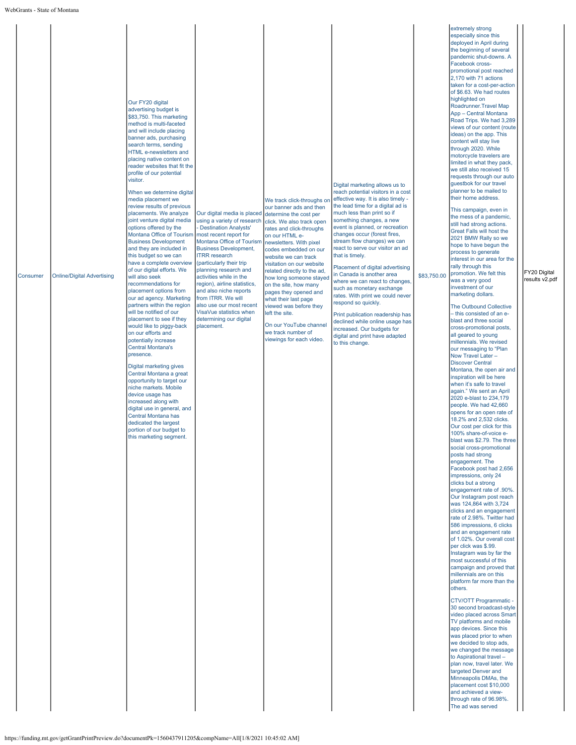| Consumer | Online/Digital Advertising | Our FY20 digital advertising budget is $83,750. This marketing method is multi-faceted and will include placing banner ads, purchasing search terms, sending HTML e-newsletters and placing native content on reader websites that fit the profile of our potential visitor.<br><br>When we determine digital media placement we review results of previous placements. We analyze joint venture digital media options offered by the Montana Office of Tourism Business Development and they are included in this budget so we can have a complete overview of our digital efforts. We will also seek recommendations for placement options from our ad agency. Marketing partners within the region will be notified of our placement to see if they would like to piggy-back on our efforts and potentially increase Central Montana's presence.<br><br>Digital marketing gives Central Montana a great opportunity to target our niche markets. Mobile device usage has increased along with digital use in general, and Central Montana has dedicated the largest portion of our budget to this marketing segment. | Our digital media is placed using a variety of research - Destination Analysts' most recent report for Montana Office of Tourism Business Development, ITRR research (particularly their trip planning research and activities while in the region), airline statistics, and also niche reports from ITRR. We will also use our most recent VisaVue statistics when determining our digital placement. | We track click-throughs on our banner ads and then determine the cost per click. We also track open rates and click-throughs on our HTML e-newsletters. With pixel codes embedded on our website we can track visitation on our website related directly to the ad, how long someone stayed on the site, how many pages they opened and what their last page viewed was before they left the site.<br><br>On our YouTube channel we track number of viewings for each video. | Digital marketing allows us to reach potential visitors in a cost effective way. It is also timely - the lead time for a digital ad is much less than print so if something changes, a new event is planned, or recreation changes occur (forest fires, stream flow changes) we can react to serve our visitor an ad that is timely.<br><br>Placement of digital advertising in Canada is another area where we can react to changes, such as monetary exchange rates. With print we could never respond so quickly.<br><br>Print publication readership has declined while online usage has increased. Our budgets for digital and print have adapted to this change. | $83,750.00 | extremely strong especially since this deployed in April during the beginning of several pandemic shut-downs. A Facebook cross-promotional post reached 2,170 with 71 actions taken for a cost-per-action of $6.63. We had routes highlighted on Roadrunner.Travel Map App – Central Montana Road Trips. We had 3,289 views of our content (route ideas) on the app. This content will stay live through 2020. While motorcycle travelers are limited in what they pack, we still also received 15 requests through our auto guestbok for our travel planner to be mailed to their home address.<br><br>This campaign, even in the mess of a pandemic, still had strong actions. Great Falls will host the 2021 BMW Rally so we hope to have begun the process to generate interest in our area for the rally through this promotion. We felt this was a very good investment of our marketing dollars.<br><br>The Outbound Collective – this consisted of an e-blast and three social cross-promotional posts, all geared to young millennials. We revised our messaging to "Plan Now Travel Later – Discover Central Montana, the open air and inspiration will be here when it's safe to travel again." We sent an April 2020 e-blast to 234,179 people. We had 42,660 opens for an open rate of 18.2% and 2,532 clicks. Our cost per click for this 100% share-of-voice e-blast was $2.79. The three social cross-promotional posts had strong engagement. The Facebook post had 2,656 impressions, only 24 clicks but a strong engagement rate of .90%. Our Instagram post reach was 124,864 with 3,724 clicks and an engagement rate of 2.98%. Twitter had 586 impressions, 6 clicks and an engagement rate of 1.02%. Our overall cost per click was $.99. Instagram was by far the most successful of this campaign and proved that millennials are on this platform far more than the others.<br><br>CTV/OTT Programmatic - 30 second broadcast-style video placed across Smart TV platforms and mobile app devices. Since this was placed prior to when we decided to stop ads, we changed the message to Aspirational travel – plan now, travel later. We targeted Denver and Minneapolis DMAs, the placement cost $10,000 and achieved a view-through rate of 96.98%. The ad was served | | FY20 Digital results v2.pdf |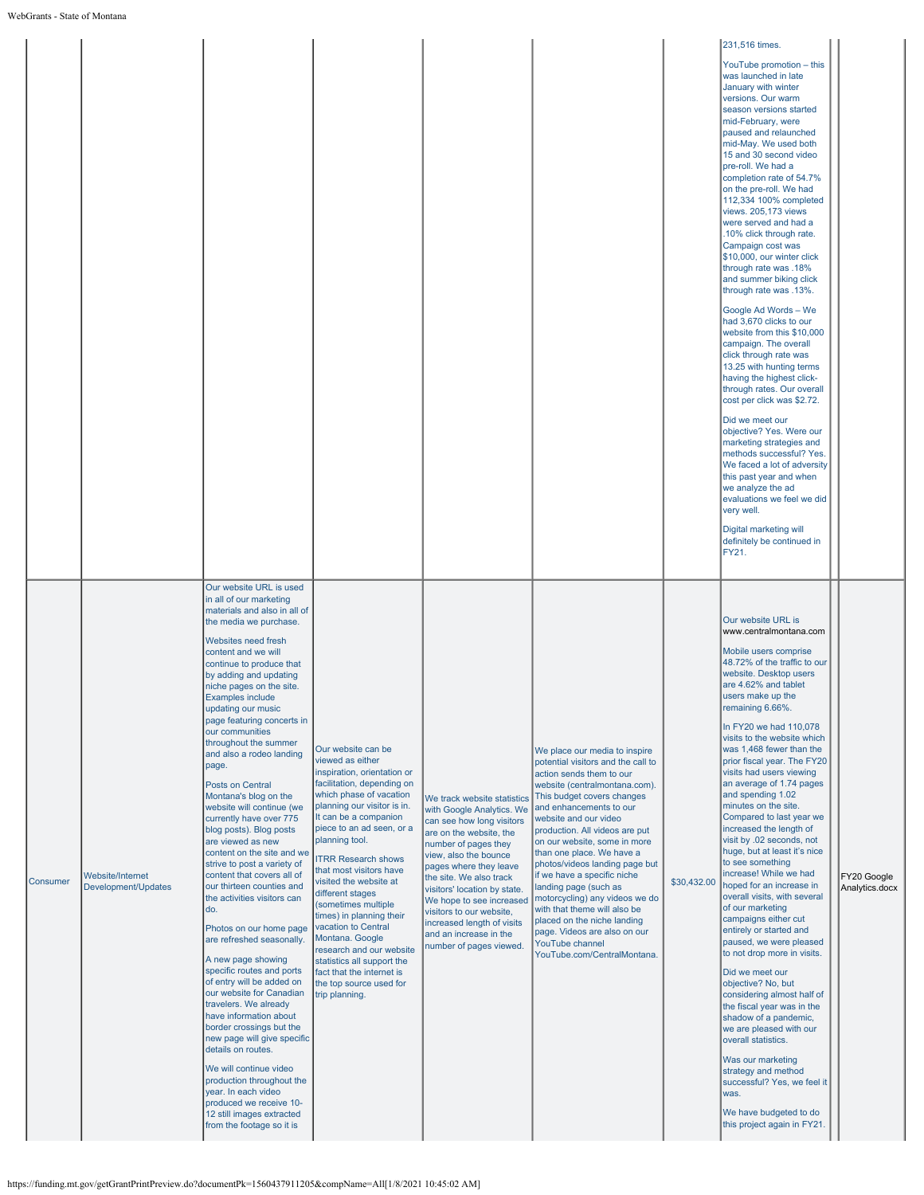| | | | | | | | | | |
|---|---|---|---|---|---|---|---|---|---|
| | | | | | | | 231,516 times.<br><br>YouTube promotion – this was launched in late January with winter versions. Our warm season versions started mid-February, were paused and relaunched mid-May. We used both 15 and 30 second video pre-roll. We had a completion rate of 54.7% on the pre-roll. We had 112,334 100% completed views. 205,173 views were served and had a .10% click through rate. Campaign cost was $10,000, our winter click through rate was .18% and summer biking click through rate was .13%.<br><br>Google Ad Words – We had 3,670 clicks to our website from this $10,000 campaign. The overall click through rate was 13.25 with hunting terms having the highest click-through rates. Our overall cost per click was $2.72.<br><br>Did we meet our objective? Yes. Were our marketing strategies and methods successful? Yes. We faced a lot of adversity this past year and when we analyze the ad evaluations we feel we did very well.<br><br>Digital marketing will definitely be continued in FY21. | | |
| Consumer | Website/Internet Development/Updates | Our website URL is used in all of our marketing materials and also in all of the media we purchase.<br><br>Websites need fresh content and we will continue to produce that by adding and updating niche pages on the site. Examples include updating our music page featuring concerts in our communities throughout the summer and also a rodeo landing page.<br><br>Posts on Central Montana's blog on the website will continue (we currently have over 775 blog posts). Blog posts are viewed as new content on the site and we strive to post a variety of content that covers all of our thirteen counties and the activities visitors can do.<br><br>Photos on our home page are refreshed seasonally.<br><br>A new page showing specific routes and ports of entry will be added on our website for Canadian travelers. We already have information about border crossings but the new page will give specific details on routes.<br><br>We will continue video production throughout the year. In each video produced we receive 10-12 still images extracted from the footage so it is | Our website can be viewed as either inspiration, orientation or facilitation, depending on which phase of vacation planning our visitor is in. It can be a companion piece to an ad seen, or a planning tool.<br><br>ITRR Research shows that most visitors have visited the website at different stages (sometimes multiple times) in planning their vacation to Central Montana. Google research and our website statistics all support the fact that the internet is the top source used for trip planning. | We track website statistics with Google Analytics. We can see how long visitors are on the website, the number of pages they view, also the bounce pages where they leave the site. We also track visitors' location by state. We hope to see increased visitors to our website, increased length of visits and an increase in the number of pages viewed. | We place our media to inspire potential visitors and the call to action sends them to our website (centralmontana.com). This budget covers changes and enhancements to our website and our video production. All videos are put on our website, some in more than one place. We have a photos/videos landing page but if we have a specific niche landing page (such as motorcycling) any videos we do with that theme will also be placed on the niche landing page. Videos are also on our YouTube channel YouTube.com/CentralMontana. | $30,432.00 | Our website URL is www.centralmontana.com<br><br>Mobile users comprise 48.72% of the traffic to our website. Desktop users are 4.62% and tablet users make up the remaining 6.66%.<br><br>In FY20 we had 110,078 visits to the website which was 1,468 fewer than the prior fiscal year. The FY20 visits had users viewing an average of 1.74 pages and spending 1.02 minutes on the site. Compared to last year we increased the length of visit by .02 seconds, not huge, but at least it's nice to see something increase! While we had hoped for an increase in overall visits, with several of our marketing campaigns either cut entirely or started and paused, we were pleased to not drop more in visits.<br><br>Did we meet our objective? No, but considering almost half of the fiscal year was in the shadow of a pandemic, we are pleased with our overall statistics.<br><br>Was our marketing strategy and method successful? Yes, we feel it was.<br><br>We have budgeted to do this project again in FY21. | | FY20 Google Analytics.docx |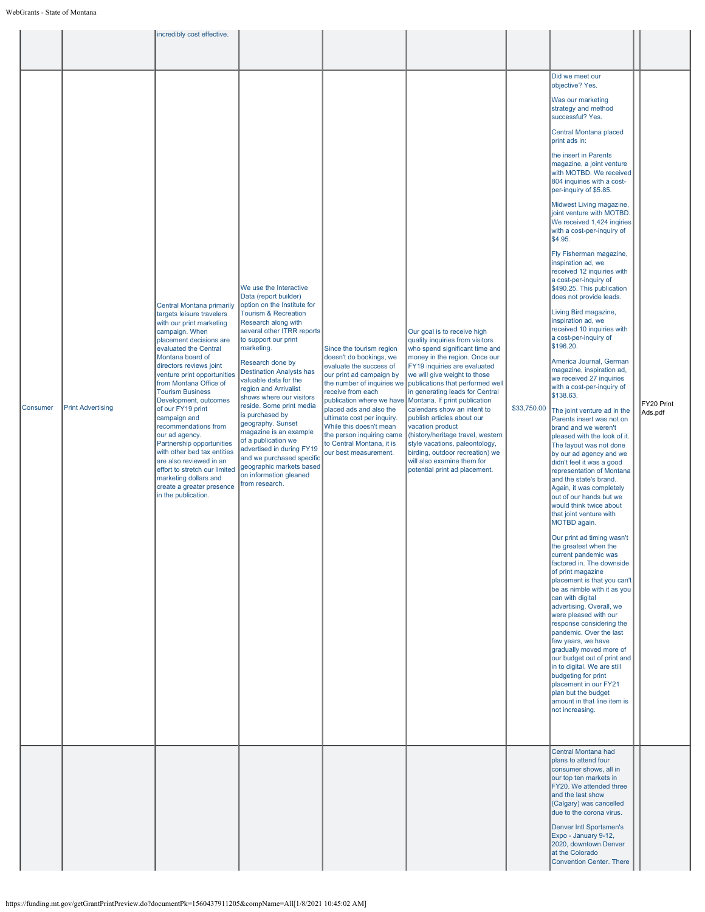| | | | | | | | | | |
|---|---|---|---|---|---|---|---|---|---|
| | | incredibly cost effective. | | | | | | | |
| Consumer | Print Advertising | Central Montana primarily targets leisure travelers with our print marketing campaign. When placement decisions are evaluated the Central Montana board of directors reviews joint venture print opportunities from Montana Office of Tourism Business Development, outcomes of our FY19 print campaign and recommendations from our ad agency. Partnership opportunities with other bed tax entities are also reviewed in an effort to stretch our limited marketing dollars and create a greater presence in the publication. | We use the Interactive Data (report builder) option on the Institute for Tourism & Recreation Research along with several other ITRR reports to support our print marketing.<br><br>Research done by Destination Analysts has valuable data for the region and Arrivalist shows where our visitors reside. Some print media is purchased by geography. Sunset magazine is an example of a publication we advertised in during FY19 and we purchased specific geographic markets based on information gleaned from research. | Since the tourism region doesn't do bookings, we evaluate the success of our print ad campaign by the number of inquiries we receive from each publication where we have placed ads and also the ultimate cost per inquiry. While this doesn't mean the person inquiring came to Central Montana, it is our best measurement. | Our goal is to receive high quality inquiries from visitors who spend significant time and money in the region. Once our FY19 inquiries are evaluated we will give weight to those publications that performed well in generating leads for Central Montana. If print publication calendars show an intent to publish articles about our vacation product (history/heritage travel, western style vacations, paleontology, birding, outdoor recreation) we will also examine them for potential print ad placement. | $33,750.00 | Did we meet our objective? Yes.<br><br>Was our marketing strategy and method successful? Yes.<br><br>Central Montana placed print ads in:<br><br>the insert in Parents magazine, a joint venture with MOTBD. We received 804 inquiries with a cost-per-inquiry of $5.85.<br><br>Midwest Living magazine, joint venture with MOTBD. We received 1,424 inqiries with a cost-per-inquiry of $4.95.<br><br>Fly Fisherman magazine, inspiration ad, we received 12 inquiries with a cost-per-inquiry of $490.25. This publication does not provide leads.<br><br>Living Bird magazine, inspiration ad, we received 10 inquiries with a cost-per-inquiry of $196.20.<br><br>America Journal, German magazine, inspiration ad, we received 27 inquiries with a cost-per-inquiry of $138.63.<br><br>The joint venture ad in the Parents insert was not on brand and we weren't pleased with the look of it. The layout was not done by our ad agency and we didn't feel it was a good representation of Montana and the state's brand. Again, it was completely out of our hands but we would think twice about that joint venture with MOTBD again.<br><br>Our print ad timing wasn't the greatest when the current pandemic was factored in. The downside of print magazine placement is that you can't be as nimble with it as you can with digital advertising. Overall, we were pleased with our response considering the pandemic. Over the last few years, we have gradually moved more of our budget out of print and in to digital. We are still budgeting for print placement in our FY21 plan but the budget amount in that line item is not increasing. | | FY20 Print Ads.pdf |
| | | | | | | | Central Montana had plans to attend four consumer shows, all in our top ten markets in FY20. We attended three and the last show (Calgary) was cancelled due to the corona virus.<br><br>Denver Intl Sportsmen's Expo - January 9-12, 2020, downtown Denver at the Colorado Convention Center. There | | |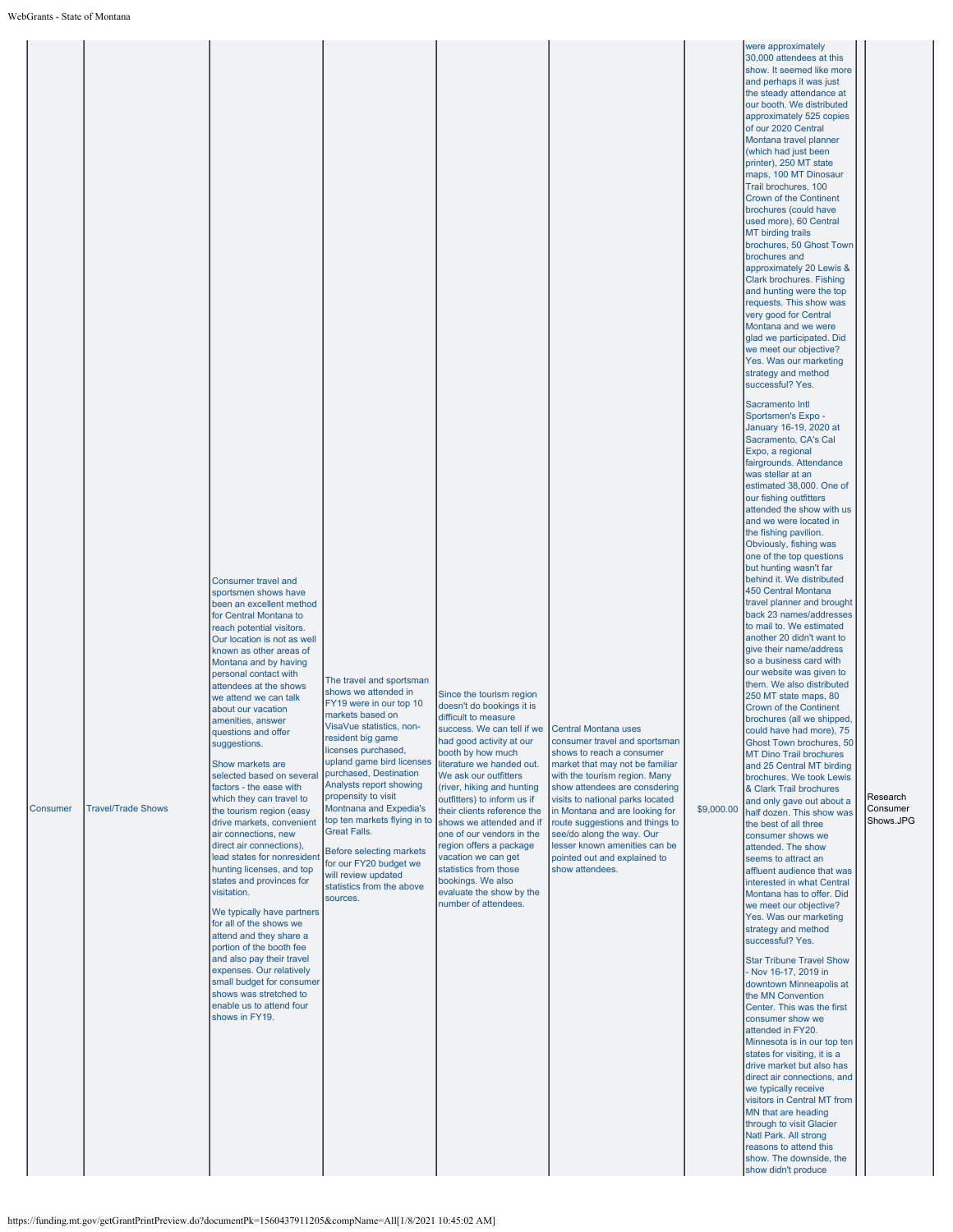| | | | | | | | | |
|---|---|---|---|---|---|---|---|---|
| Consumer | Travel/Trade Shows | Consumer travel and sportsmen shows have been an excellent method for Central Montana to reach potential visitors. Our location is not as well known as other areas of Montana and by having personal contact with attendees at the shows we attend we can talk about our vacation amenities, answer questions and offer suggestions.<br><br>Show markets are selected based on several factors - the ease with which they can travel to the tourism region (easy drive markets, convenient air connections, new direct air connections), lead states for nonresident hunting licenses, and top states and provinces for visitation.<br><br>We typically have partners for all of the shows we attend and they share a portion of the booth fee and also pay their travel expenses. Our relatively small budget for consumer shows was stretched to enable us to attend four shows in FY19. | The travel and sportsman shows we attended in FY19 were in our top 10 markets based on VisaVue statistics, non-resident big game licenses purchased, upland game bird licenses purchased, Destination Analysts report showing propensity to visit Montnana and Expedia's top ten markets flying in to Great Falls.<br><br>Before selecting markets for our FY20 budget we will review updated statistics from the above sources. | Since the tourism region doesn't do bookings it is difficult to measure success. We can tell if we had good activity at our booth by how much literature we handed out. We ask our outfitters (river, hiking and hunting outfitters) to inform us if their clients reference the shows we attended and if one of our vendors in the region offers a package vacation we can get statistics from those bookings. We also evaluate the show by the number of attendees. | Central Montana uses consumer travel and sportsman shows to reach a consumer market that may not be familiar with the tourism region. Many show attendees are consdering visits to national parks located in Montana and are looking for route suggestions and things to see/do along the way. Our lesser known amenities can be pointed out and explained to show attendees. | $9,000.00 | were approximately 30,000 attendees at this show. It seemed like more and perhaps it was just the steady attendance at our booth. We distributed approximately 525 copies of our 2020 Central Montana travel planner (which had just been printer), 250 MT state maps, 100 MT Dinosaur Trail brochures, 100 Crown of the Continent brochures (could have used more), 60 Central MT birding trails brochures, 50 Ghost Town brochures and approximately 20 Lewis & Clark brochures. Fishing and hunting were the top requests. This show was very good for Central Montana and we were glad we participated. Did we meet our objective? Yes. Was our marketing strategy and method successful? Yes.<br><br>Sacramento Intl Sportsmen's Expo - January 16-19, 2020 at Sacramento, CA's Cal Expo, a regional fairgrounds. Attendance was stellar at an estimated 38,000. One of our fishing outfitters attended the show with us and we were located in the fishing pavilion. Obviously, fishing was one of the top questions but hunting wasn't far behind it. We distributed 450 Central Montana travel planner and brought back 23 names/addresses to mail to. We estimated another 20 didn't want to give their name/address so a business card with our website was given to them. We also distributed 250 MT state maps, 80 Crown of the Continent brochures (all we shipped, could have had more), 75 Ghost Town brochures, 50 MT Dino Trail brochures and 25 Central MT birding brochures. We took Lewis & Clark brochures and only gave out about a half dozen. This show was the best of all three consumer shows we attended. The show seems to attract an affluent audience that was interested in what Central Montana has to offer. Did we meet our objective? Yes. Was our marketing strategy and method successful? Yes.<br><br>Star Tribune Travel Show - Nov 16-17, 2019 in downtown Minneapolis at the MN Convention Center. This was the first consumer show we attended in FY20. Minnesota is in our top ten states for visiting, it is a drive market but also has direct air connections, and we typically receive visitors in Central MT from MN that are heading through to visit Glacier Natl Park. All strong reasons to attend this show. The downside, the show didn't produce | Research Consumer Shows.JPG |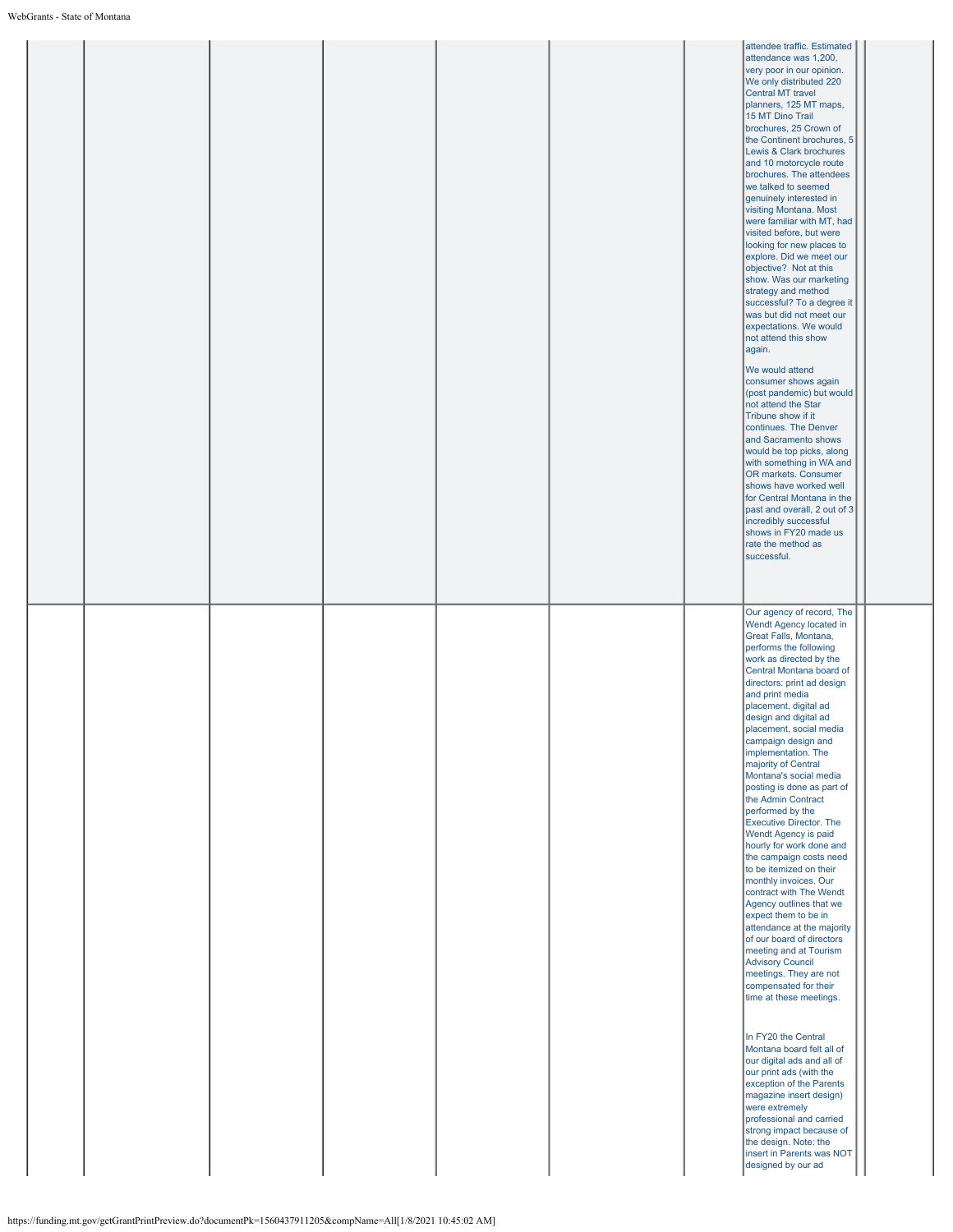| | | | | | | | | |
|---|---|---|---|---|---|---|---|---|
| | | | | | | | attendee traffic. Estimated attendance was 1,200, very poor in our opinion. We only distributed 220 Central MT travel planners, 125 MT maps, 15 MT Dino Trail brochures, 25 Crown of the Continent brochures, 5 Lewis & Clark brochures and 10 motorcycle route brochures. The attendees we talked to seemed genuinely interested in visiting Montana. Most were familiar with MT, had visited before, but were looking for new places to explore. Did we meet our objective? Not at this show. Was our marketing strategy and method successful? To a degree it was but did not meet our expectations. We would not attend this show again.<br><br>We would attend consumer shows again (post pandemic) but would not attend the Star Tribune show if it continues. The Denver and Sacramento shows would be top picks, along with something in WA and OR markets. Consumer shows have worked well for Central Montana in the past and overall, 2 out of 3 incredibly successful shows in FY20 made us rate the method as successful. | |
| | | | | | | | Our agency of record, The Wendt Agency located in Great Falls, Montana, performs the following work as directed by the Central Montana board of directors: print ad design and print media placement, digital ad design and digital ad placement, social media campaign design and implementation. The majority of Central Montana's social media posting is done as part of the Admin Contract performed by the Executive Director. The Wendt Agency is paid hourly for work done and the campaign costs need to be itemized on their monthly invoices. Our contract with The Wendt Agency outlines that we expect them to be in attendance at the majority of our board of directors meeting and at Tourism Advisory Council meetings. They are not compensated for their time at these meetings.<br><br>In FY20 the Central Montana board felt all of our digital ads and all of our print ads (with the exception of the Parents magazine insert design) were extremely professional and carried strong impact because of the design. Note: the insert in Parents was NOT designed by our ad | |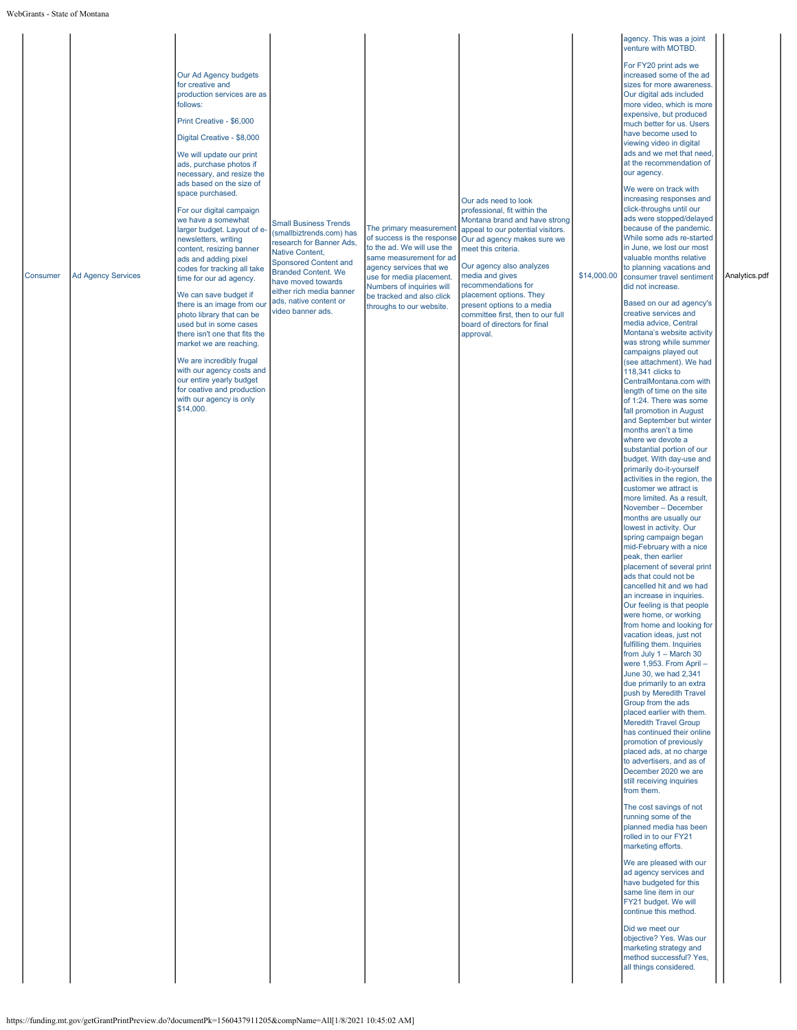| | | | | | | | | | |
|---|---|---|---|---|---|---|---|---|---|
| Consumer | Ad Agency Services | Our Ad Agency budgets for creative and production services are as follows:<br><br>Print Creative - $6,000<br><br>Digital Creative - $8,000<br><br>We will update our print ads, purchase photos if necessary, and resize the ads based on the size of space purchased.<br><br>For our digital campaign we have a somewhat larger budget. Layout of e-newsletters, writing content, resizing banner ads and adding pixel codes for tracking all take time for our ad agency.<br><br>We can save budget if there is an image from our photo library that can be used but in some cases there isn't one that fits the market we are reaching.<br><br>We are incredibly frugal with our agency costs and our entire yearly budget for ceative and production with our agency is only $14,000. | Small Business Trends (smallbiztrends.com) has research for Banner Ads, Native Content, Sponsored Content and Branded Content. We have moved towards either rich media banner ads, native content or video banner ads. | The primary measurement of success is the response to the ad. We will use the same measurement for ad agency services that we use for media placement. Numbers of inquiries will be tracked and also click throughs to our website. | Our ads need to look professional, fit within the Montana brand and have strong appeal to our potential visitors. Our ad agency makes sure we meet this criteria.<br><br>Our agency also analyzes media and gives recommendations for placement options. They present options to a media committee first, then to our full board of directors for final approval. | $14,000.00 | agency. This was a joint venture with MOTBD.<br><br>For FY20 print ads we increased some of the ad sizes for more awareness. Our digital ads included more video, which is more expensive, but produced much better for us. Users have become used to viewing video in digital ads and we met that need, at the recommendation of our agency.<br><br>We were on track with increasing responses and click-throughs until our ads were stopped/delayed because of the pandemic. While some ads re-started in June, we lost our most valuable months relative to planning vacations and consumer travel sentiment did not increase.<br><br>Based on our ad agency's creative services and media advice, Central Montana's website activity was strong while summer campaigns played out (see attachment). We had 118,341 clicks to CentralMontana.com with length of time on the site of 1:24. There was some fall promotion in August and September but winter months aren't a time where we devote a substantial portion of our budget. With day-use and primarily do-it-yourself activities in the region, the customer we attract is more limited. As a result, November – December months are usually our lowest in activity. Our spring campaign began mid-February with a nice peak, then earlier placement of several print ads that could not be cancelled hit and we had an increase in inquiries. Our feeling is that people were home, or working from home and looking for vacation ideas, just not fulfilling them. Inquiries from July 1 – March 30 were 1,953. From April – June 30, we had 2,341 due primarily to an extra push by Meredith Travel Group from the ads placed earlier with them. Meredith Travel Group has continued their online promotion of previously placed ads, at no charge to advertisers, and as of December 2020 we are still receiving inquiries from them.<br><br>The cost savings of not running some of the planned media has been rolled in to our FY21 marketing efforts.<br><br>We are pleased with our ad agency services and have budgeted for this same line item in our FY21 budget. We will continue this method.<br><br>Did we meet our objective? Yes. Was our marketing strategy and method successful? Yes, all things considered. | | Analytics.pdf |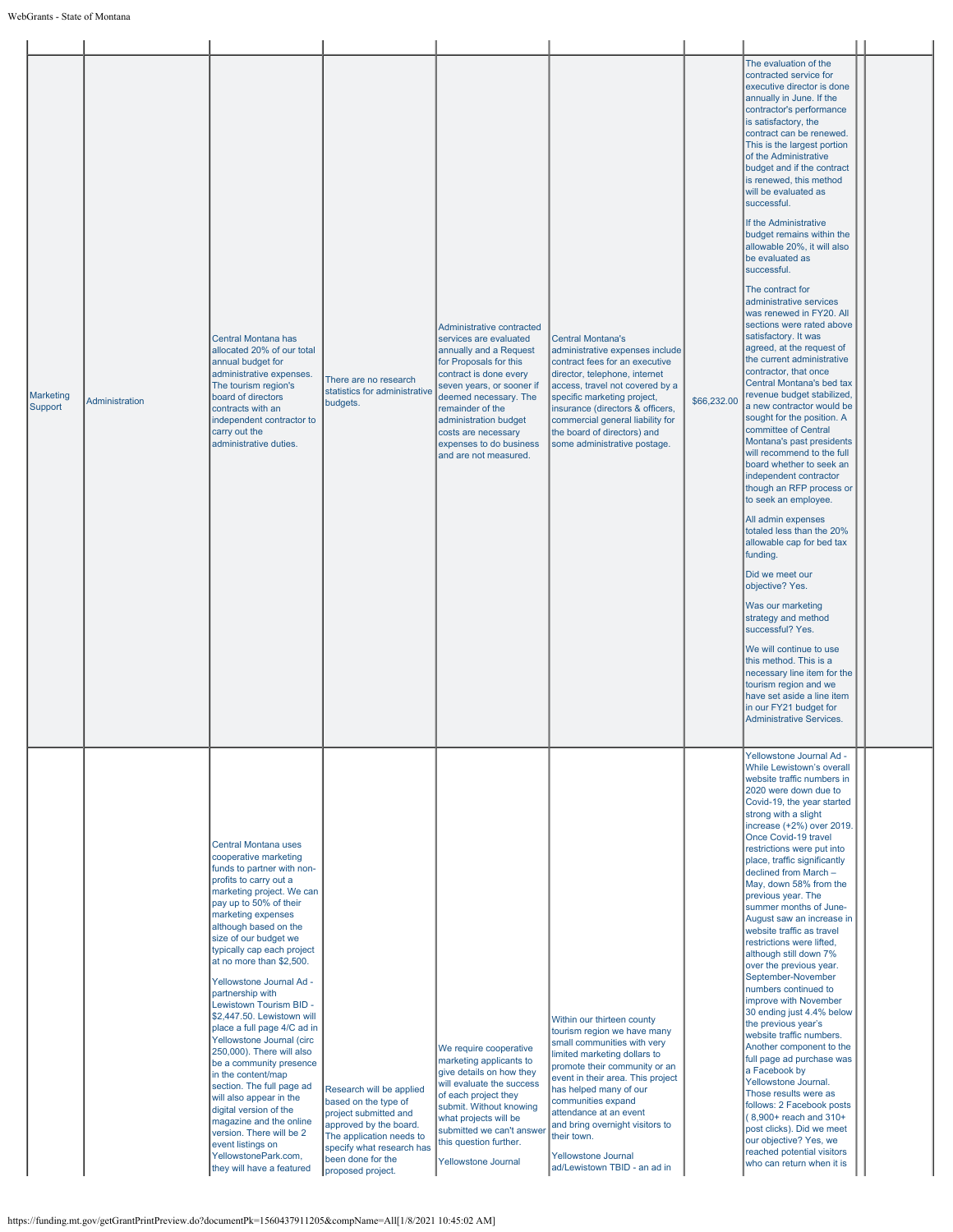| | | | | | | | | | |
|---|---|---|---|---|---|---|---|---|---|
| Marketing Support | Administration | Central Montana has allocated 20% of our total annual budget for administrative expenses. The tourism region's board of directors contracts with an independent contractor to carry out the administrative duties. | There are no research statistics for administrative budgets. | Administrative contracted services are evaluated annually and a Request for Proposals for this contract is done every seven years, or sooner if deemed necessary. The remainder of the administration budget costs are necessary expenses to do business and are not measured. | Central Montana's administrative expenses include contract fees for an executive director, telephone, internet access, travel not covered by a specific marketing project, insurance (directors & officers, commercial general liability for the board of directors) and some administrative postage. | $66,232.00 | The evaluation of the contracted service for executive director is done annually in June. If the contractor's performance is satisfactory, the contract can be renewed. This is the largest portion of the Administrative budget and if the contract is renewed, this method will be evaluated as successful.<br><br>If the Administrative budget remains within the allowable 20%, it will also be evaluated as successful.<br><br>The contract for administrative services was renewed in FY20. All sections were rated above satisfactory. It was agreed, at the request of the current administrative contractor, that once Central Montana's bed tax revenue budget stabilized, a new contractor would be sought for the position. A committee of Central Montana's past presidents will recommend to the full board whether to seek an independent contractor though an RFP process or to seek an employee.<br><br>All admin expenses totaled less than the 20% allowable cap for bed tax funding.<br><br>Did we meet our objective? Yes.<br><br>Was our marketing strategy and method successful? Yes.<br><br>We will continue to use this method. This is a necessary line item for the tourism region and we have set aside a line item in our FY21 budget for Administrative Services. | | |
| | | Central Montana uses cooperative marketing funds to partner with non-profits to carry out a marketing project. We can pay up to 50% of their marketing expenses although based on the size of our budget we typically cap each project at no more than $2,500.<br><br>Yellowstone Journal Ad - partnership with Lewistown Tourism BID - $2,447.50. Lewistown will place a full page 4/C ad in Yellowstone Journal (circ 250,000). There will also be a community presence in the content/map section. The full page ad will also appear in the digital version of the magazine and the online version. There will be 2 event listings on YellowstonePark.com, they will have a featured | Research will be applied based on the type of project submitted and approved by the board. The application needs to specify what research has been done for the proposed project. | We require cooperative marketing applicants to give details on how they will evaluate the success of each project they submit. Without knowing what projects will be submitted we can't answer this question further.<br><br>Yellowstone Journal | Within our thirteen county tourism region we have many small communities with very limited marketing dollars to promote their community or an event in their area. This project has helped many of our communities expand attendance at an event and bring overnight visitors to their town.<br><br>Yellowstone Journal ad/Lewistown TBID - an ad in | | Yellowstone Journal Ad - While Lewistown's overall website traffic numbers in 2020 were down due to Covid-19, the year started strong with a slight increase (+2%) over 2019. Once Covid-19 travel restrictions were put into place, traffic significantly declined from March – May, down 58% from the previous year. The summer months of June-August saw an increase in website traffic as travel restrictions were lifted, although still down 7% over the previous year. September-November numbers continued to improve with November 30 ending just 4.4% below the previous year's website traffic numbers. Another component to the full page ad purchase was a Facebook by Yellowstone Journal. Those results were as follows: 2 Facebook posts ( 8,900+ reach and 310+ post clicks). Did we meet our objective? Yes, we reached potential visitors who can return when it is | | |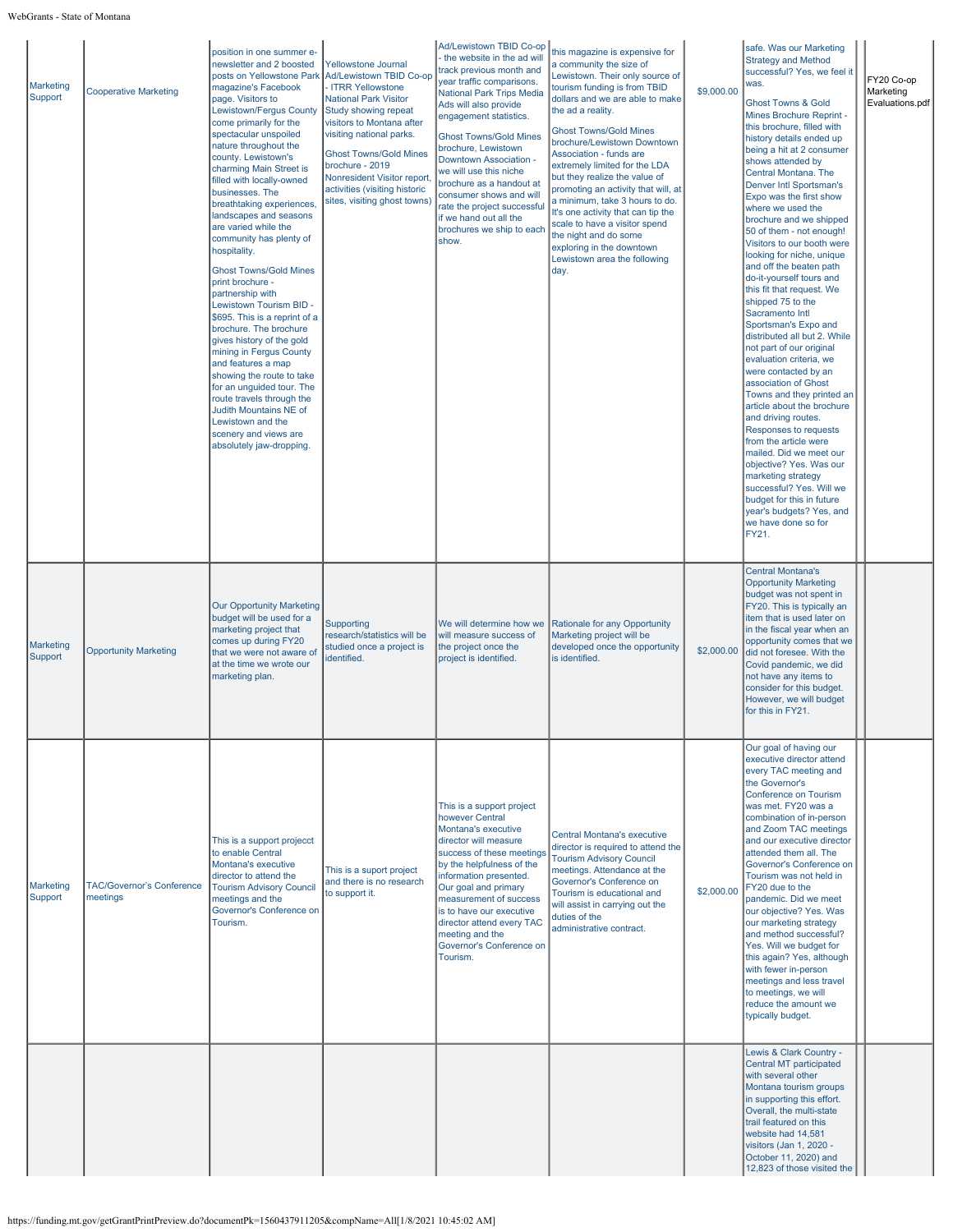| | | | | | | | | | |
|---|---|---|---|---|---|---|---|---|---|
| Marketing Support | Cooperative Marketing | position in one summer e-newsletter and 2 boosted posts on Yellowstone Park magazine's Facebook page. Visitors to Lewistown/Fergus County come primarily for the spectacular unspoiled nature throughout the county. Lewistown's charming Main Street is filled with locally-owned businesses. The breathtaking experiences, landscapes and seasons are varied while the community has plenty of hospitality.<br><br>Ghost Towns/Gold Mines print brochure - partnership with Lewistown Tourism BID - $695. This is a reprint of a brochure. The brochure gives history of the gold mining in Fergus County and features a map showing the route to take for an unguided tour. The route travels through the Judith Mountains NE of Lewistown and the scenery and views are absolutely jaw-dropping. | Yellowstone Journal Ad/Lewistown TBID Co-op - ITRR Yellowstone National Park Visitor Study showing repeat visitors to Montana after visiting national parks.<br><br>Ghost Towns/Gold Mines brochure - 2019 Nonresident Visitor report, activities (visiting historic sites, visiting ghost towns) | Ad/Lewistown TBID Co-op - the website in the ad will track previous month and year traffic comparisons. National Park Trips Media Ads will also provide engagement statistics.<br><br>Ghost Towns/Gold Mines brochure, Lewistown Downtown Association - we will use this niche brochure as a handout at consumer shows and will rate the project successful if we hand out all the brochures we ship to each show. | this magazine is expensive for a community the size of Lewistown. Their only source of tourism funding is from TBID dollars and we are able to make the ad a reality.<br><br>Ghost Towns/Gold Mines brochure/Lewistown Downtown Association - funds are extremely limited for the LDA but they realize the value of promoting an activity that will, at a minimum, take 3 hours to do. It's one activity that can tip the scale to have a visitor spend the night and do some exploring in the downtown Lewistown area the following day. | $9,000.00 | safe. Was our Marketing Strategy and Method successful? Yes, we feel it was.<br><br>Ghost Towns & Gold Mines Brochure Reprint - this brochure, filled with history details ended up being a hit at 2 consumer shows attended by Central Montana. The Denver Intl Sportsman's Expo was the first show where we used the brochure and we shipped 50 of them - not enough! Visitors to our booth were looking for niche, unique and off the beaten path do-it-yourself tours and this fit that request. We shipped 75 to the Sacramento Intl Sportsman's Expo and distributed all but 2. While not part of our original evaluation criteria, we were contacted by an association of Ghost Towns and they printed an article about the brochure and driving routes. Responses to requests from the article were mailed. Did we meet our objective? Yes. Was our marketing strategy successful? Yes. Will we budget for this in future year's budgets? Yes, and we have done so for FY21. | | FY20 Co-op Marketing Evaluations.pdf |
| Marketing Support | Opportunity Marketing | Our Opportunity Marketing budget will be used for a marketing project that comes up during FY20 that we were not aware of at the time we wrote our marketing plan. | Supporting research/statistics will be studied once a project is identified. | We will determine how we will measure success of the project once the project is identified. | Rationale for any Opportunity Marketing project will be developed once the opportunity is identified. | $2,000.00 | Central Montana's Opportunity Marketing budget was not spent in FY20. This is typically an item that is used later on in the fiscal year when an opportunity comes that we did not foresee. With the Covid pandemic, we did not have any items to consider for this budget. However, we will budget for this in FY21. | | |
| Marketing Support | TAC/Governor's Conference meetings | This is a support projecct to enable Central Montana's executive director to attend the Tourism Advisory Council meetings and the Governor's Conference on Tourism. | This is a suport project and there is no research to support it. | This is a support project however Central Montana's executive director will measure success of these meetings by the helpfulness of the information presented. Our goal and primary measurement of success is to have our executive director attend every TAC meeting and the Governor's Conference on Tourism. | Central Montana's executive director is required to attend the Tourism Advisory Council meetings. Attendance at the Governor's Conference on Tourism is educational and will assist in carrying out the duties of the administrative contract. | $2,000.00 | Our goal of having our executive director attend every TAC meeting and the Governor's Conference on Tourism was met. FY20 was a combination of in-person and Zoom TAC meetings and our executive director attended them all. The Governor's Conference on Tourism was not held in FY20 due to the pandemic. Did we meet our objective? Yes. Was our marketing strategy and method successful? Yes. Will we budget for this again? Yes, although with fewer in-person meetings and less travel to meetings, we will reduce the amount we typically budget. | | |
| | | | | | | | Lewis & Clark Country - Central MT participated with several other Montana tourism groups in supporting this effort. Overall, the multi-state trail featured on this website had 14,581 visitors (Jan 1, 2020 - October 11, 2020) and 12,823 of those visited the | | |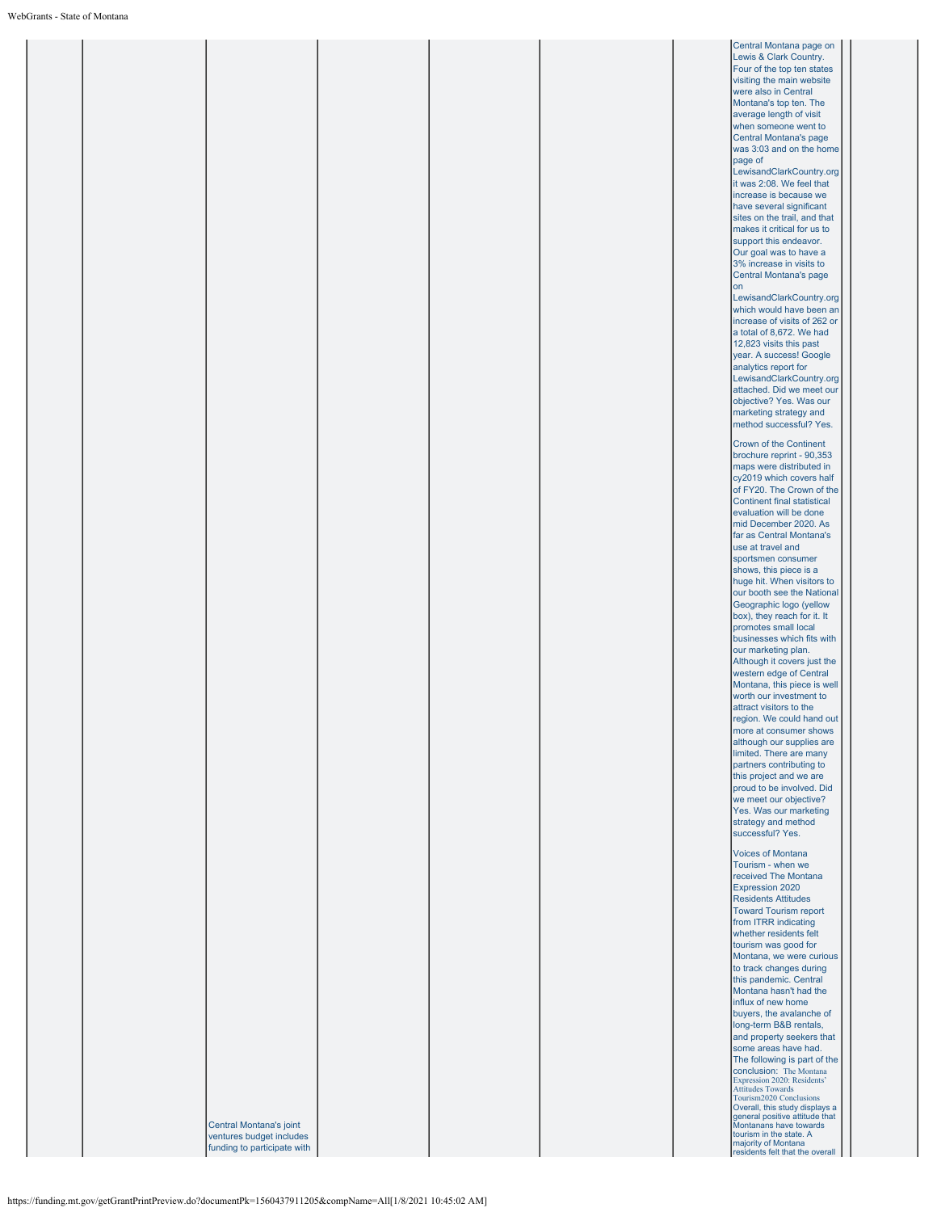| | | | | | | | | |
|---|---|---|---|---|---|---|---|---|
| | | Central Montana's joint ventures budget includes funding to participate with | | | | | Central Montana page on Lewis & Clark Country. Four of the top ten states visiting the main website were also in Central Montana's top ten. The average length of visit when someone went to Central Montana's page was 3:03 and on the home page of LewisandClarkCountry.org it was 2:08. We feel that increase is because we have several significant sites on the trail, and that makes it critical for us to support this endeavor. Our goal was to have a 3% increase in visits to Central Montana's page on LewisandClarkCountry.org which would have been an increase of visits of 262 or a total of 8,672. We had 12,823 visits this past year. A success! Google analytics report for LewisandClarkCountry.org attached. Did we meet our objective? Yes. Was our marketing strategy and method successful? Yes.<br><br>Crown of the Continent brochure reprint - 90,353 maps were distributed in cy2019 which covers half of FY20. The Crown of the Continent final statistical evaluation will be done mid December 2020. As far as Central Montana's use at travel and sportsmen consumer shows, this piece is a huge hit. When visitors to our booth see the National Geographic logo (yellow box), they reach for it. It promotes small local businesses which fits with our marketing plan. Although it covers just the western edge of Central Montana, this piece is well worth our investment to attract visitors to the region. We could hand out more at consumer shows although our supplies are limited. There are many partners contributing to this project and we are proud to be involved. Did we meet our objective? Yes. Was our marketing strategy and method successful? Yes.<br><br>Voices of Montana Tourism - when we received The Montana Expression 2020 Residents Attitudes Toward Tourism report from ITRR indicating whether residents felt tourism was good for Montana, we were curious to track changes during this pandemic. Central Montana hasn't had the influx of new home buyers, the avalanche of long-term B&B rentals, and property seekers that some areas have had. The following is part of the conclusion: The Montana Expression 2020: Residents' Attitudes Towards Tourism2020 Conclusions Overall, this study displays a general positive attitude that Montanans have towards tourism in the state. A majority of Montana residents felt that the overall | |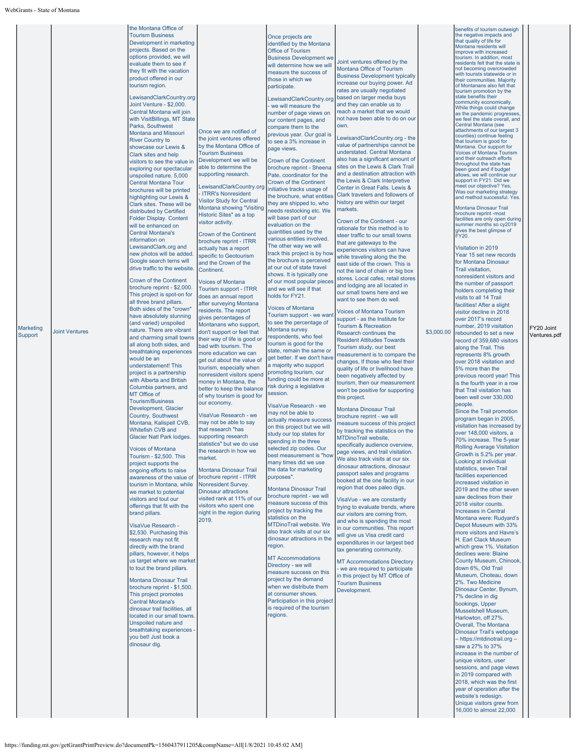| Marketing Support | Joint Ventures | the Montana Office of Tourism Business Development in marketing projects. Based on the options provided, we will evaluate them to see if they fit with the vacation product offered in our tourism region.<br><br>LewisandClarkCountry.org Joint Venture - $2,000. Central Montana will join with VisitBillings, MT State Parks, Southwest Montana and Missouri River Country to showcase our Lewis & Clark sites and help visitors to see the value in exploring our spectacular unspoiled nature. 5,000 Central Montana Tour brochures will be printed highlighting our Lewis & Clark sites. These will be distributed by Certified Folder Display. Content will be enhanced on Central Montana's information on LewisandClark.org and new photos will be added. Google search terns will drive traffic to the website.<br><br>Crown of the Continent brochure reprint - $2,000. This project is spot-on for all three brand pillars. Both sides of the "crown" have absolutely stunning (and varied) unspoiled nature. There are vibrant and charming small towns all along both sides, and breathtaking experiences would be an understatement! This project is a partnership with Alberta and British Columbia partners, and MT Office of Tourism/Business Development, Glacier Country, Southwest Montana, Kalispell CVB, Whitefish CVB and Glacier Natl Park lodges.<br><br>Voices of Montana Tourism - $2,500. This project supports the ongoing efforts to raise awareness of the value of tourism in Montana, while we market to potential visitors and tout our offerings that fit with the brand pillars.<br><br>VisaVue Research - $2,530. Purchasing this research may not fit directly with the brand pillars, however, it helps us target where we market to tout the brand pillars.<br><br>Montana Dinosaur Trail brochure reprint - $1,500. This project promotes Central Montana's dinosaur trail facilities, all located in our small towns. Unspoiled nature and breathtaking experiences - you bet! Just book a dinosaur dig. | Once we are notified of the joint ventures offered by the Montana Office of Tourism Business Development we will be able to determine the supporting research.<br><br>LewisandClarkCountry.org - ITRR's Nonresident Visitor Study for Central Montana showing "Visiting Historic Sites" as a top visitor activity.<br><br>Crown of the Continent brochure reprint - ITRR actually has a report specific to Geotourism and the Crown of the Continent.<br><br>Voices of Montana Tourism support - ITRR does an annual report after surveying Montana residents. The report gives percentages of Montanans who support, don't support or feel that their way of life is good or bad with tourism. The more education we can get out about the value of tourism, especially when nonresident visitors spend money in Montana, the better to keep the balance of why tourism is good for our economy.<br><br>VisaVue Research - we may not be able to say that research "has supporting research statistics" but we do use the research in how we market.<br><br>Montana Dinosaur Trail brochure reprint - ITRR Nonresident Survey. Dinosaur attractions visited rank at 11% of our visitors who spent one night in the region during 2019. | Once projects are identified by the Montana Office of Tourism Business Development we will determine how we will measure the success of those in which we participate.<br><br>LewisandClarkCountry.org - we will measure the number of page views on our content pages, and compare them to the previous year. Our goal is to see a 3% increase in page views.<br><br>Crown of the Continent brochure reprint - Sheena Pate, coordinator for the Crown of the Continent initiative tracks usage of the brochure, what entities they are shipped to, who needs restocking etc. We will base part of our evaluation on the quantities used by the various entities involved. The other way we will track this project is by how the brochure is perceived at our out of state travel shows. It is typically one of our most popular pieces and we will see if that holds for FY21.<br><br>Voices of Montana Tourism support - we want to see the percentage of Montana survey respondents, who feel tourism is good for the state, remain the same or get better. If we don't have a majority who support promoting tourism, our funding could be more at risk during a legislative session.<br><br>VisaVue Research - we may not be able to actually measure success on this project but we will study our top states for spending in the three selected zip codes. Our best measurement is "how many times did we use the data for marketing purposes".<br><br>Montana Dinosaur Trail brochure reprint - we will measure success of this project by tracking the statistics on the MTDinoTrail website. We also track visits at our six dinosaur attractions in the region.<br><br>MT Accommodations Directory - we will measure success on this project by the demand when we distribute them at consumer shows. Participation in this project is required of the tourism regions. | Joint ventures offered by the Montana Office of Tourism Business Development typically increase our buying power. Ad rates are usually negotiated based on larger media buys and they can enable us to reach a market that we would not have been able to do on our own.<br><br>LewisandClarkCountry.org - the value of partnerships cannot be understated. Central Montana also has a significant amount of sites on the Lewis & Clark Trail and a destination attraction with the Lewis & Clark Interpretive Center in Great Falls. Lewis & Clark travelers and followers of history are within our target markets.<br><br>Crown of the Continent - our rationale for this method is to steer traffic to our small towns that are gateways to the experiences visitors can have while traveling along the the east side of the crown. This is not the land of chain or big box stores. Local cafes, retail stores and lodging are all located in our small towns here and we want to see them do well.<br><br>Voices of Montana Tourism support - as the Institute for Tourism & Recreation Research continues the Resident Attitudes Towards Tourism study, our best measurement is to compare the changes, If those who feel their quality of life or livelihood have been negatively affected by tourism, then our measurement won't be positive for supporting this project.<br><br>Montana Dinosaur Trail brochure reprint - we will measure success of this project by tracking the statistics on the MTDinoTrail website, specifically audience overview, page views, and trail visitation. We also track visits at our six dinosaur attractions, dinosaur passport sales and programs booked at the one facility in our region that does paleo digs.<br><br>VisaVue - we are constantly trying to evaluate trends, where our visitors are coming from, and who is spending the most in our communities. This report will give us Visa credit card expenditures in our largest bed tax generating community.<br><br>MT Accommodations Directory - we are required to participate in this project by MT Office of Tourism Business Development. | $3,000.00 | benefits of tourism outweigh the negative impacts and that quality of life for Montana residents will improve with increased tourism. In addition, most residents felt that the state is not becoming overcrowded with tourists statewide or in their communities. Majority of Montanans also felt that tourism promotion by the state benefits their community economically. While things could change as the pandemic progresses, we feel the state overall, and Central Montana (see attachments of our largest 3 counties) continue feeling that tourism is good for Montana. Our support for Voices of Montana Tourism and their outreach efforts throughout the state has been good and if budget allows, we will continue our support in FY21. Did we meet our objective? Yes, Was our marketing strategy and method successful. Yes.<br><br>Montana Dinosaur Trail brochure reprint -most facilities are only open during summer months so cy2019 gives the best glimpse of FY20.<br><br>Visitation in 2019<br>Year 15 set new records for Montana Dinosaur Trail visitation, nonresident visitors and the number of passport holders completing their visits to all 14 Trail facilities! After a slight visitor decline in 2018 over 2017's record number, 2019 visitation rebounded to set a new record of 359,680 visitors along the Trail. This represents 8% growth over 2018 visitation and 5% more than the previous record year! This is the fourth year in a row that Trail visitation has been well over 330,000 people.<br>Since the Trail promotion program began in 2005, visitation has increased by over 148,000 visitors, a 70% increase. The 5-year Rolling Average Visitation Growth is 5.2% per year. Looking at individual statistics, seven Trail facilities experienced increased visitation in 2019 and the other seven saw declines from their 2018 visitor counts. Increases in Central Montana were: Rudyard's Depot Museum with 33% more visitors and Havre's H. Earl Clack Museum which grew 1%. Visitation declines were: Blaine County Museum, Chinook, down 6%, Old Trail Museum, Choteau, down 2%. Two Medicine Dinosaur Center, Bynum, 7% decline in dig bookings, Upper Musselshell Museum, Harlowton, off 27%. Overall, The Montana Dinosaur Trail's webpage – https://mtdinotrail.org – saw a 27% to 37% increase in the number of unique visitors, user sessions, and page views in 2019 compared with 2018, which was the first year of operation after the website's redesign. Unique visitors grew from 16,000 to almost 22,000 | FY20 Joint Ventures.pdf |
|---|---|---|---|---|---|---|---|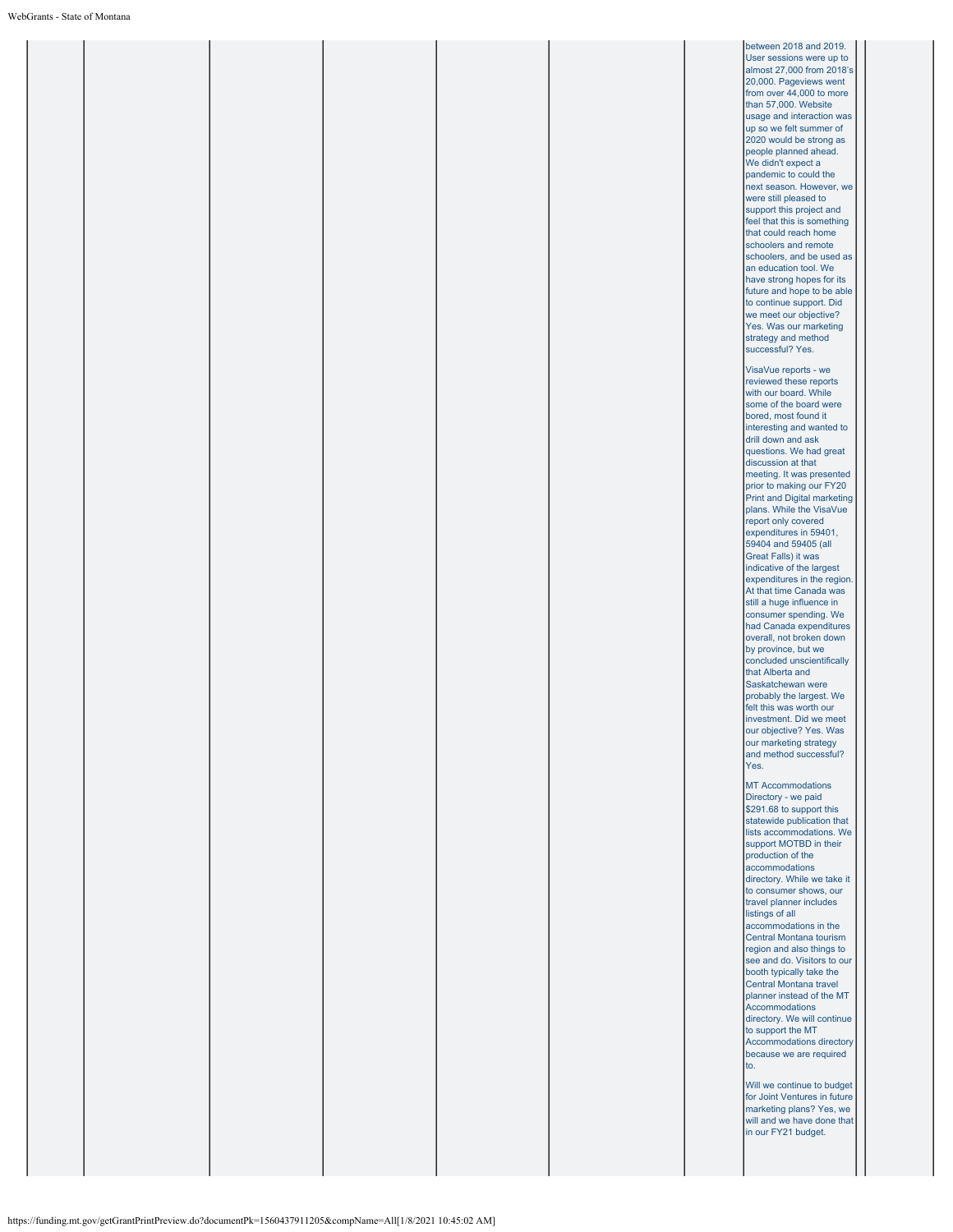| | | | | | | | | |
|---|---|---|---|---|---|---|---|---|
| | | | | | | | between 2018 and 2019. User sessions were up to almost 27,000 from 2018's 20,000. Pageviews went from over 44,000 to more than 57,000. Website usage and interaction was up so we felt summer of 2020 would be strong as people planned ahead. We didn't expect a pandemic to could the next season. However, we were still pleased to support this project and feel that this is something that could reach home schoolers and remote schoolers, and be used as an education tool. We have strong hopes for its future and hope to be able to continue support. Did we meet our objective? Yes. Was our marketing strategy and method successful? Yes.<br><br>VisaVue reports - we reviewed these reports with our board. While some of the board were bored, most found it interesting and wanted to drill down and ask questions. We had great discussion at that meeting. It was presented prior to making our FY20 Print and Digital marketing plans. While the VisaVue report only covered expenditures in 59401, 59404 and 59405 (all Great Falls) it was indicative of the largest expenditures in the region. At that time Canada was still a huge influence in consumer spending. We had Canada expenditures overall, not broken down by province, but we concluded unscientifically that Alberta and Saskatchewan were probably the largest. We felt this was worth our investment. Did we meet our objective? Yes. Was our marketing strategy and method successful? Yes.<br><br>MT Accommodations Directory - we paid $291.68 to support this statewide publication that lists accommodations. We support MOTBD in their production of the accommodations directory. While we take it to consumer shows, our travel planner includes listings of all accommodations in the Central Montana tourism region and also things to see and do. Visitors to our booth typically take the Central Montana travel planner instead of the MT Accommodations directory. We will continue to support the MT Accommodations directory because we are required to.<br><br>Will we continue to budget for Joint Ventures in future marketing plans? Yes, we will and we have done that in our FY21 budget. | |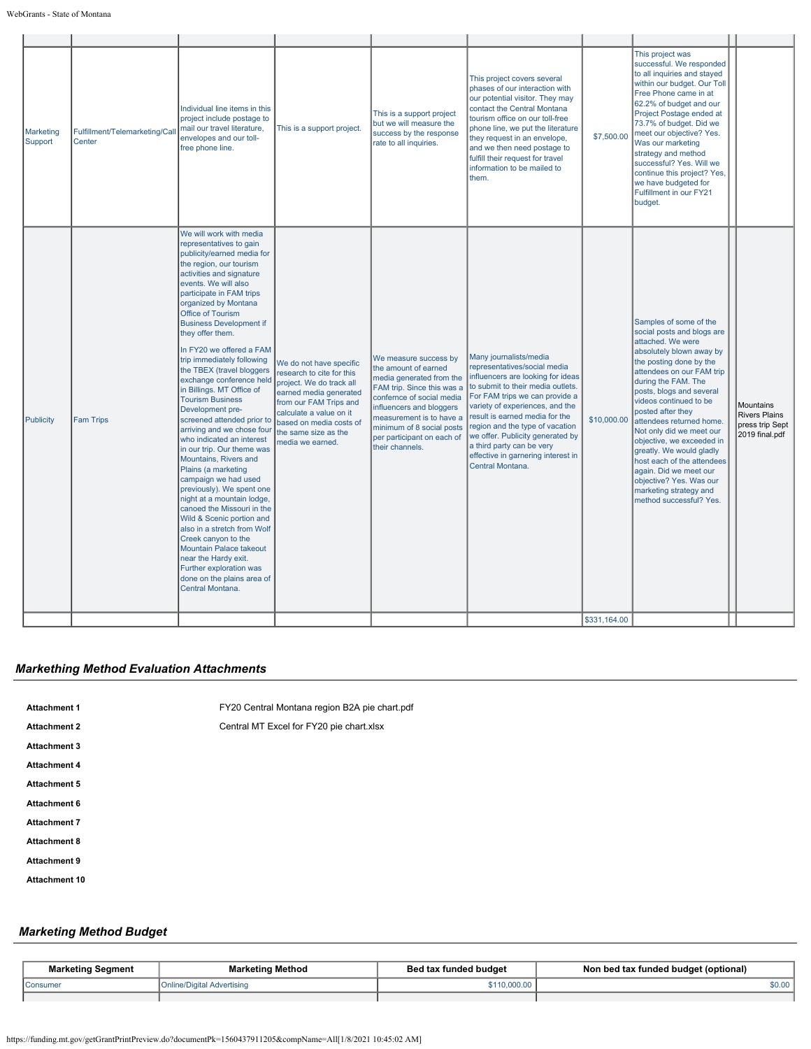| | | | | | | | | | |
|---|---|---|---|---|---|---|---|---|---|
| Marketing Support | Fulfillment/Telemarketing/Call Center | Individual line items in this project include postage to mail our travel literature, envelopes and our toll-free phone line. | This is a support project. | This is a support project but we will measure the success by the response rate to all inquiries. | This project covers several phases of our interaction with our potential visitor. They may contact the Central Montana tourism office on our toll-free phone line, we put the literature they request in an envelope, and we then need postage to fulfill their request for travel information to be mailed to them. | $7,500.00 | This project was successful. We responded to all inquiries and stayed within our budget. Our Toll Free Phone came in at 62.2% of budget and our Project Postage ended at 73.7% of budget. Did we meet our objective? Yes. Was our marketing strategy and method successful? Yes. Will we continue this project? Yes, we have budgeted for Fulfillment in our FY21 budget. | | |
| Publicity | Fam Trips | We will work with media representatives to gain publicity/earned media for the region, our tourism activities and signature events. We will also participate in FAM trips organized by Montana Office of Tourism Business Development if they offer them.<br><br>In FY20 we offered a FAM trip immediately following the TBEX (travel bloggers exchange conference held in Billings. MT Office of Tourism Business Development pre-screened attended prior to arriving and we chose four who indicated an interest in our trip. Our theme was Mountains, Rivers and Plains (a marketing campaign we had used previously). We spent one night at a mountain lodge, canoed the Missouri in the Wild & Scenic portion and also in a stretch from Wolf Creek canyon to the Mountain Palace takeout near the Hardy exit. Further exploration was done on the plains area of Central Montana. | We do not have specific research to cite for this project. We do track all earned media generated from our FAM Trips and calculate a value on it based on media costs of the same size as the media we earned. | We measure success by the amount of earned media generated from the FAM trip. Since this was a confernce of social media influencers and bloggers measurement is to have a minimum of 8 social posts per participant on each of their channels. | Many journalists/media representatives/social media influencers are looking for ideas to submit to their media outlets. For FAM trips we can provide a variety of experiences, and the result is earned media for the region and the type of vacation we offer. Publicity generated by a third party can be very effective in garnering interest in Central Montana. | $10,000.00 | Samples of some of the social posts and blogs are attached. We were absolutely blown away by the posting done by the attendees on our FAM trip during the FAM. The posts, blogs and several videos continued to be posted after they attendees returned home. Not only did we meet our objective, we exceeded in greatly. We would gladly host each of the attendees again. Did we meet our objective? Yes. Was our marketing strategy and method successful? Yes. | | Mountains Rivers Plains press trip Sept 2019 final.pdf |
| | | | | | | $331,164.00 | | | |

## *Markething Method Evaluation Attachments*

| | |
|---|---|
| **Attachment 1** | FY20 Central Montana region B2A pie chart.pdf |
| **Attachment 2** | Central MT Excel for FY20 pie chart.xlsx |
| **Attachment 3** | |
| **Attachment 4** | |
| **Attachment 5** | |
| **Attachment 6** | |
| **Attachment 7** | |
| **Attachment 8** | |
| **Attachment 9** | |
| **Attachment 10** | |

## *Marketing Method Budget*

| Marketing Segment | Marketing Method | Bed tax funded budget | Non bed tax funded budget (optional) |
|---|---|---|---|
| Consumer | Online/Digital Advertising | $110,000.00 | $0.00 |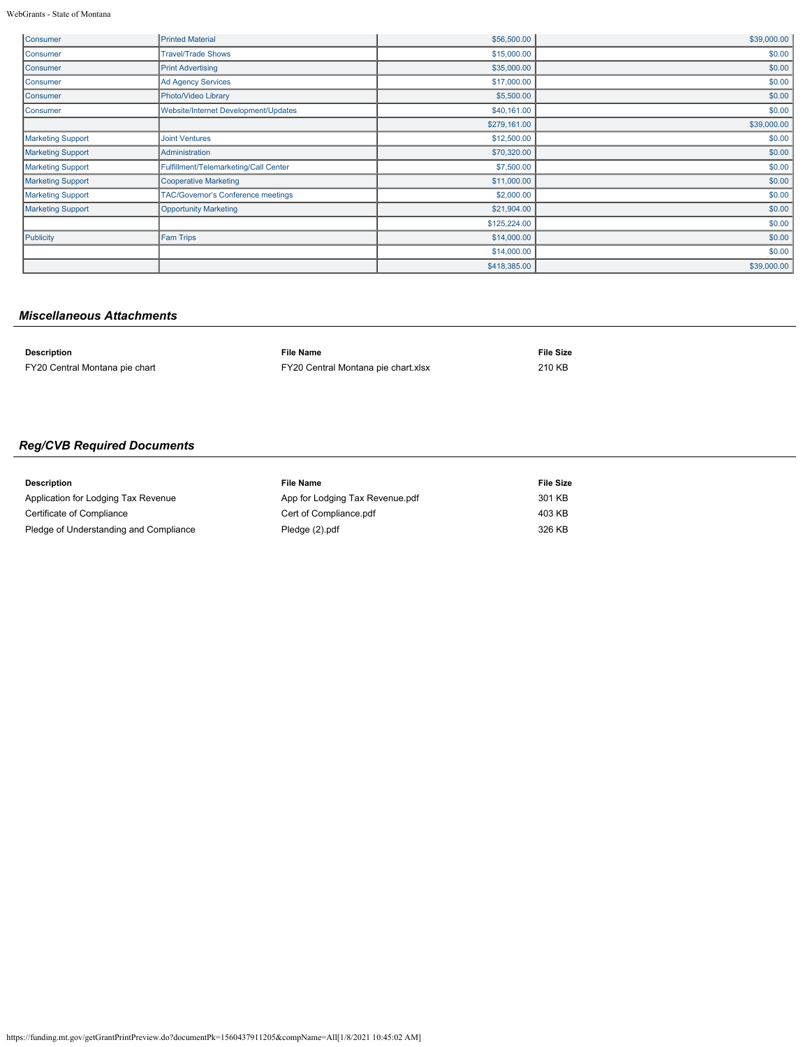| | | | |
|---|---|---|---|
| Consumer | Printed Material | $56,500.00 | $39,000.00 |
| Consumer | Travel/Trade Shows | $15,000.00 | $0.00 |
| Consumer | Print Advertising | $35,000.00 | $0.00 |
| Consumer | Ad Agency Services | $17,000.00 | $0.00 |
| Consumer | Photo/Video Library | $5,500.00 | $0.00 |
| Consumer | Website/Internet Development/Updates | $40,161.00 | $0.00 |
| | | $279,161.00 | $39,000.00 |
| Marketing Support | Joint Ventures | $12,500.00 | $0.00 |
| Marketing Support | Administration | $70,320.00 | $0.00 |
| Marketing Support | Fulfillment/Telemarketing/Call Center | $7,500.00 | $0.00 |
| Marketing Support | Cooperative Marketing | $11,000.00 | $0.00 |
| Marketing Support | TAC/Governor's Conference meetings | $2,000.00 | $0.00 |
| Marketing Support | Opportunity Marketing | $21,904.00 | $0.00 |
| | | $125,224.00 | $0.00 |
| Publicity | Fam Trips | $14,000.00 | $0.00 |
| | | $14,000.00 | $0.00 |
| | | $418,385.00 | $39,000.00 |

## *Miscellaneous Attachments*

| Description | File Name | File Size |
|---|---|---|
| FY20 Central Montana pie chart | FY20 Central Montana pie chart.xlsx | 210 KB |

## *Reg/CVB Required Documents*

| Description | File Name | File Size |
|---|---|---|
| Application for Lodging Tax Revenue | App for Lodging Tax Revenue.pdf | 301 KB |
| Certificate of Compliance | Cert of Compliance.pdf | 403 KB |
| Pledge of Understanding and Compliance | Pledge (2).pdf | 326 KB |